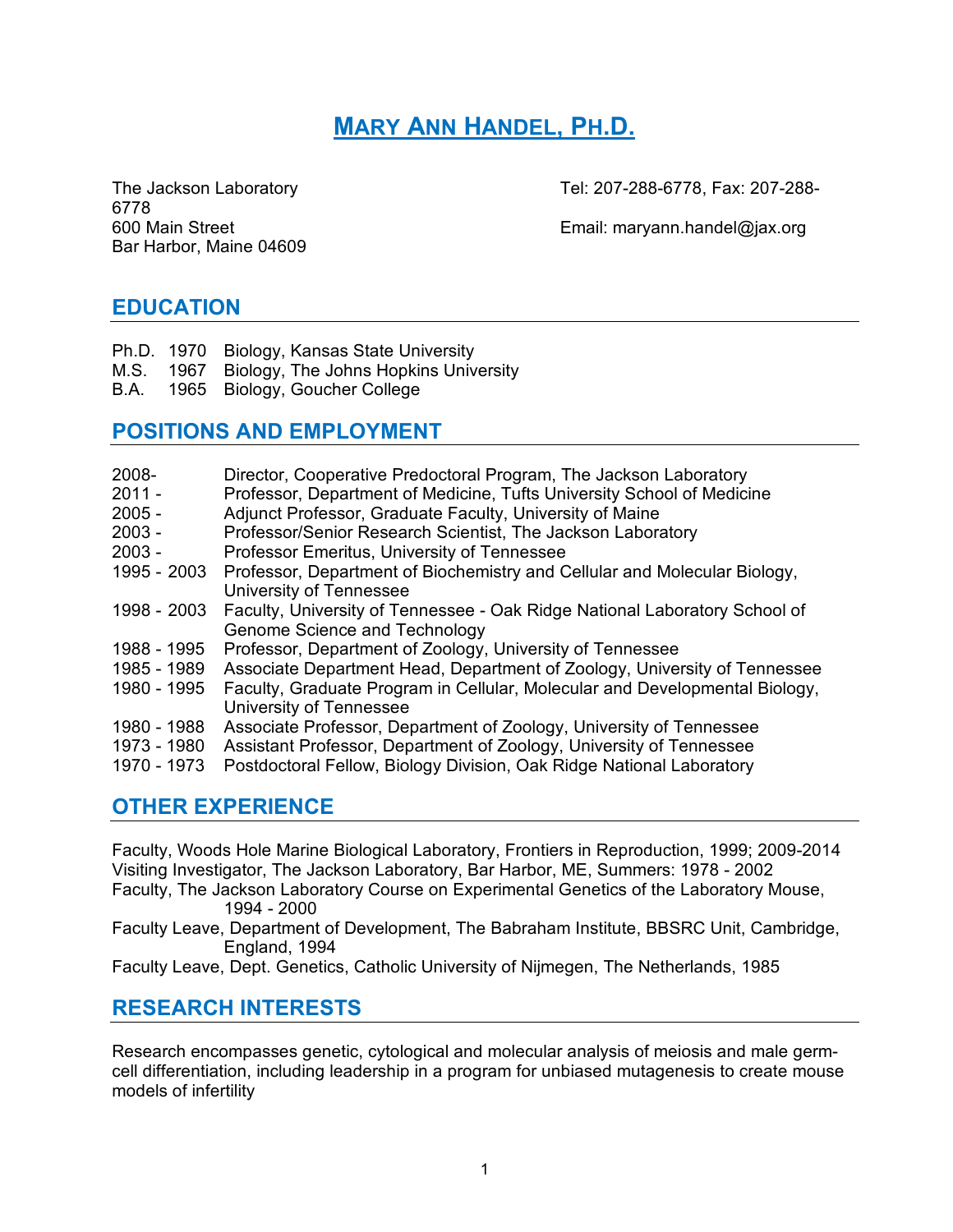# MARY ANN HANDEL, PH.D.

The Jackson Laboratory
600 Main Street
Bar Harbor, Maine 04609

Tel: 207-288-6778, Fax: 207-288-6778

Email: maryann.handel@jax.org

## EDUCATION

| | | |
|---|---|---|
| Ph.D. | 1970 | Biology, Kansas State University |
| M.S. | 1967 | Biology, The Johns Hopkins University |
| B.A. | 1965 | Biology, Goucher College |

## POSITIONS AND EMPLOYMENT

| | |
|---|---|
| 2008- | Director, Cooperative Predoctoral Program, The Jackson Laboratory |
| 2011 - | Professor, Department of Medicine, Tufts University School of Medicine |
| 2005 - | Adjunct Professor, Graduate Faculty, University of Maine |
| 2003 - | Professor/Senior Research Scientist, The Jackson Laboratory |
| 2003 - | Professor Emeritus, University of Tennessee |
| 1995 - 2003 | Professor, Department of Biochemistry and Cellular and Molecular Biology, University of Tennessee |
| 1998 - 2003 | Faculty, University of Tennessee - Oak Ridge National Laboratory School of Genome Science and Technology |
| 1988 - 1995 | Professor, Department of Zoology, University of Tennessee |
| 1985 - 1989 | Associate Department Head, Department of Zoology, University of Tennessee |
| 1980 - 1995 | Faculty, Graduate Program in Cellular, Molecular and Developmental Biology, University of Tennessee |
| 1980 - 1988 | Associate Professor, Department of Zoology, University of Tennessee |
| 1973 - 1980 | Assistant Professor, Department of Zoology, University of Tennessee |
| 1970 - 1973 | Postdoctoral Fellow, Biology Division, Oak Ridge National Laboratory |

## OTHER EXPERIENCE

Faculty, Woods Hole Marine Biological Laboratory, Frontiers in Reproduction, 1999; 2009-2014

Visiting Investigator, The Jackson Laboratory, Bar Harbor, ME, Summers: 1978 - 2002

Faculty, The Jackson Laboratory Course on Experimental Genetics of the Laboratory Mouse, 1994 - 2000

Faculty Leave, Department of Development, The Babraham Institute, BBSRC Unit, Cambridge, England, 1994

Faculty Leave, Dept. Genetics, Catholic University of Nijmegen, The Netherlands, 1985

## RESEARCH INTERESTS

Research encompasses genetic, cytological and molecular analysis of meiosis and male germ-cell differentiation, including leadership in a program for unbiased mutagenesis to create mouse models of infertility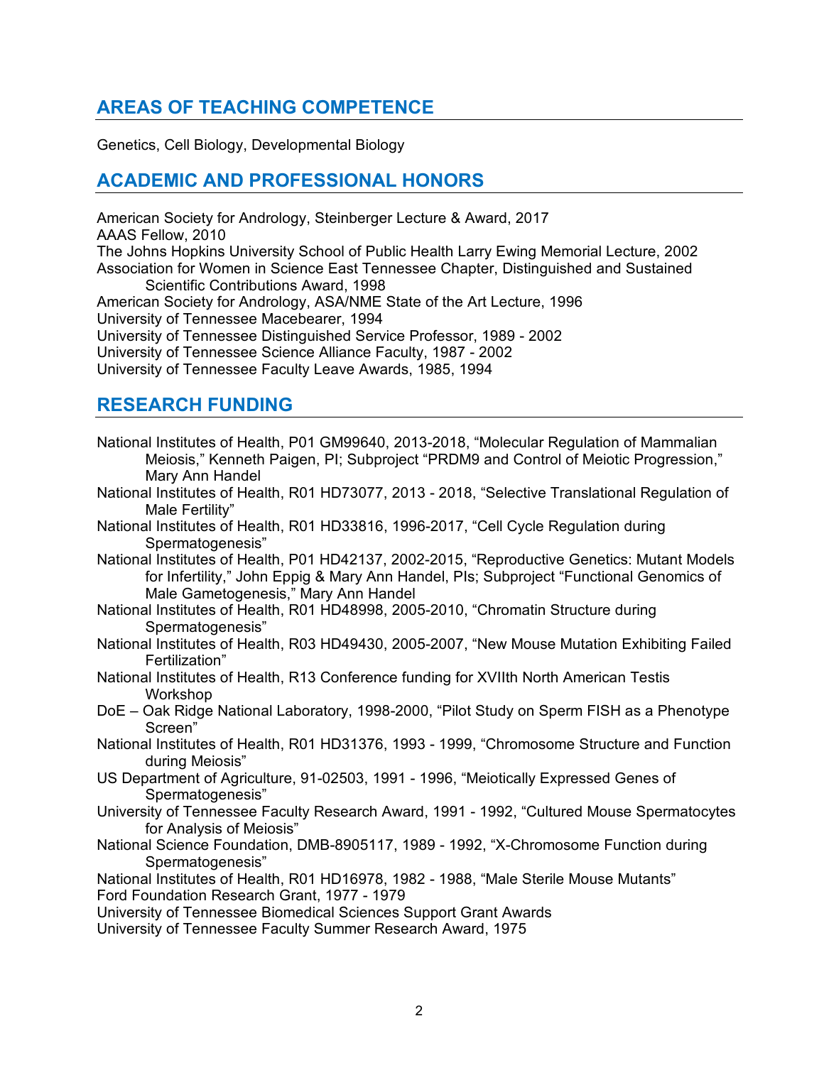## AREAS OF TEACHING COMPETENCE

Genetics, Cell Biology, Developmental Biology

## ACADEMIC AND PROFESSIONAL HONORS

American Society for Andrology, Steinberger Lecture & Award, 2017
AAAS Fellow, 2010
The Johns Hopkins University School of Public Health Larry Ewing Memorial Lecture, 2002
Association for Women in Science East Tennessee Chapter, Distinguished and Sustained Scientific Contributions Award, 1998
American Society for Andrology, ASA/NME State of the Art Lecture, 1996
University of Tennessee Macebearer, 1994
University of Tennessee Distinguished Service Professor, 1989 - 2002
University of Tennessee Science Alliance Faculty, 1987 - 2002
University of Tennessee Faculty Leave Awards, 1985, 1994

## RESEARCH FUNDING

National Institutes of Health, P01 GM99640, 2013-2018, "Molecular Regulation of Mammalian Meiosis," Kenneth Paigen, PI; Subproject "PRDM9 and Control of Meiotic Progression," Mary Ann Handel
National Institutes of Health, R01 HD73077, 2013 - 2018, "Selective Translational Regulation of Male Fertility"
National Institutes of Health, R01 HD33816, 1996-2017, "Cell Cycle Regulation during Spermatogenesis"
National Institutes of Health, P01 HD42137, 2002-2015, "Reproductive Genetics: Mutant Models for Infertility," John Eppig & Mary Ann Handel, PIs; Subproject "Functional Genomics of Male Gametogenesis," Mary Ann Handel
National Institutes of Health, R01 HD48998, 2005-2010, "Chromatin Structure during Spermatogenesis"
National Institutes of Health, R03 HD49430, 2005-2007, "New Mouse Mutation Exhibiting Failed Fertilization"
National Institutes of Health, R13 Conference funding for XVIIth North American Testis Workshop
DoE – Oak Ridge National Laboratory, 1998-2000, "Pilot Study on Sperm FISH as a Phenotype Screen"
National Institutes of Health, R01 HD31376, 1993 - 1999, "Chromosome Structure and Function during Meiosis"
US Department of Agriculture, 91-02503, 1991 - 1996, "Meiotically Expressed Genes of Spermatogenesis"
University of Tennessee Faculty Research Award, 1991 - 1992, "Cultured Mouse Spermatocytes for Analysis of Meiosis"
National Science Foundation, DMB-8905117, 1989 - 1992, "X-Chromosome Function during Spermatogenesis"
National Institutes of Health, R01 HD16978, 1982 - 1988, "Male Sterile Mouse Mutants"
Ford Foundation Research Grant, 1977 - 1979
University of Tennessee Biomedical Sciences Support Grant Awards
University of Tennessee Faculty Summer Research Award, 1975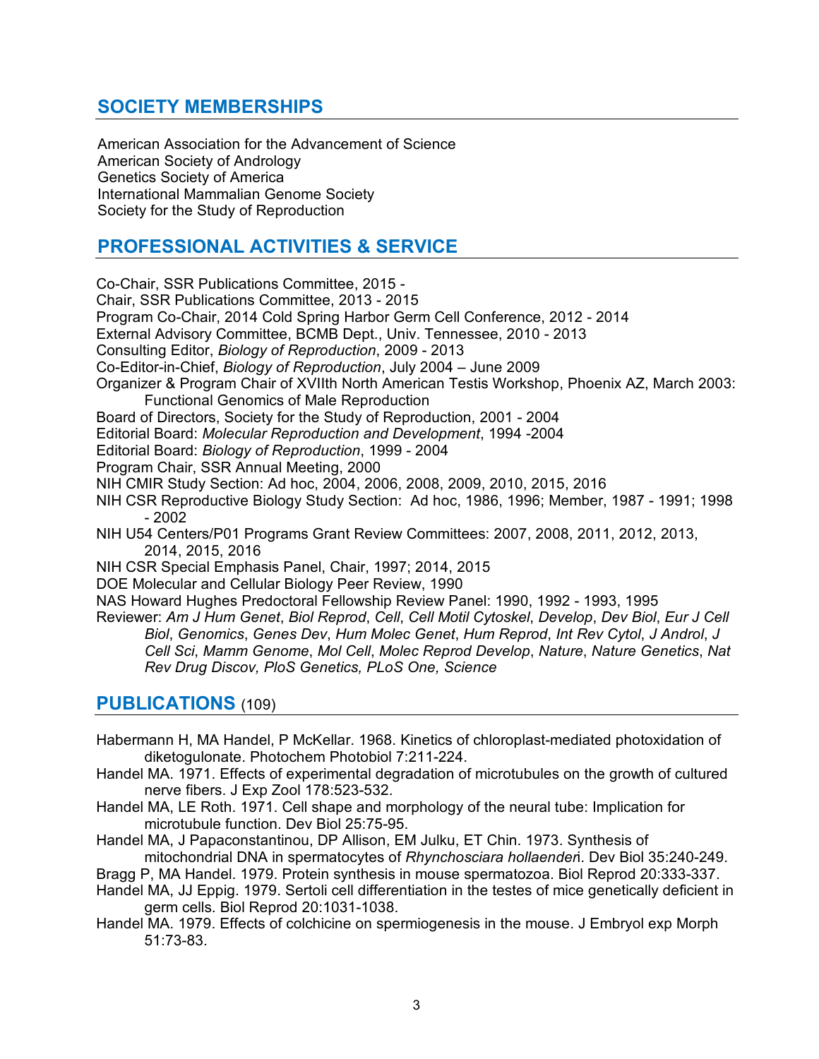## SOCIETY MEMBERSHIPS

American Association for the Advancement of Science
American Society of Andrology
Genetics Society of America
International Mammalian Genome Society
Society for the Study of Reproduction

## PROFESSIONAL ACTIVITIES & SERVICE

Co-Chair, SSR Publications Committee, 2015 -
Chair, SSR Publications Committee, 2013 - 2015
Program Co-Chair, 2014 Cold Spring Harbor Germ Cell Conference, 2012 - 2014
External Advisory Committee, BCMB Dept., Univ. Tennessee, 2010 - 2013
Consulting Editor, *Biology of Reproduction*, 2009 - 2013
Co-Editor-in-Chief, *Biology of Reproduction*, July 2004 – June 2009
Organizer & Program Chair of XVIIth North American Testis Workshop, Phoenix AZ, March 2003: Functional Genomics of Male Reproduction
Board of Directors, Society for the Study of Reproduction, 2001 - 2004
Editorial Board: *Molecular Reproduction and Development*, 1994 -2004
Editorial Board: *Biology of Reproduction*, 1999 - 2004
Program Chair, SSR Annual Meeting, 2000
NIH CMIR Study Section: Ad hoc, 2004, 2006, 2008, 2009, 2010, 2015, 2016
NIH CSR Reproductive Biology Study Section: Ad hoc, 1986, 1996; Member, 1987 - 1991; 1998 - 2002
NIH U54 Centers/P01 Programs Grant Review Committees: 2007, 2008, 2011, 2012, 2013, 2014, 2015, 2016
NIH CSR Special Emphasis Panel, Chair, 1997; 2014, 2015
DOE Molecular and Cellular Biology Peer Review, 1990
NAS Howard Hughes Predoctoral Fellowship Review Panel: 1990, 1992 - 1993, 1995
Reviewer: *Am J Hum Genet*, *Biol Reprod*, *Cell*, *Cell Motil Cytoskel*, *Develop*, *Dev Biol*, *Eur J Cell Biol*, *Genomics*, *Genes Dev*, *Hum Molec Genet*, *Hum Reprod*, *Int Rev Cytol*, *J Androl*, *J Cell Sci*, *Mamm Genome*, *Mol Cell*, *Molec Reprod Develop*, *Nature*, *Nature Genetics*, *Nat Rev Drug Discov, PloS Genetics, PLoS One, Science*

## PUBLICATIONS (109)

Habermann H, MA Handel, P McKellar. 1968. Kinetics of chloroplast-mediated photoxidation of diketogulonate. Photochem Photobiol 7:211-224.
Handel MA. 1971. Effects of experimental degradation of microtubules on the growth of cultured nerve fibers. J Exp Zool 178:523-532.
Handel MA, LE Roth. 1971. Cell shape and morphology of the neural tube: Implication for microtubule function. Dev Biol 25:75-95.
Handel MA, J Papaconstantinou, DP Allison, EM Julku, ET Chin. 1973. Synthesis of mitochondrial DNA in spermatocytes of *Rhynchosciara hollaenderi*. Dev Biol 35:240-249.
Bragg P, MA Handel. 1979. Protein synthesis in mouse spermatozoa. Biol Reprod 20:333-337.
Handel MA, JJ Eppig. 1979. Sertoli cell differentiation in the testes of mice genetically deficient in germ cells. Biol Reprod 20:1031-1038.
Handel MA. 1979. Effects of colchicine on spermiogenesis in the mouse. J Embryol exp Morph 51:73-83.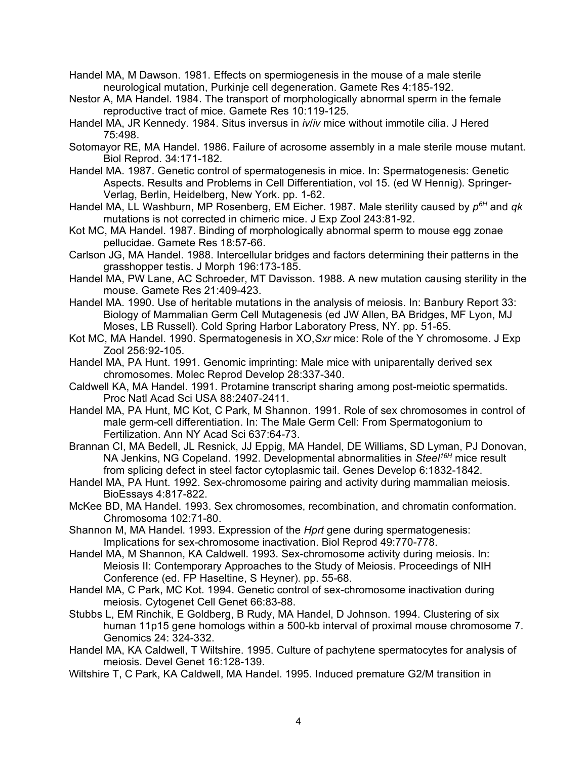Handel MA, M Dawson. 1981. Effects on spermiogenesis in the mouse of a male sterile neurological mutation, Purkinje cell degeneration. Gamete Res 4:185-192.

Nestor A, MA Handel. 1984. The transport of morphologically abnormal sperm in the female reproductive tract of mice. Gamete Res 10:119-125.

Handel MA, JR Kennedy. 1984. Situs inversus in *iv*/*iv* mice without immotile cilia. J Hered 75:498.

Sotomayor RE, MA Handel. 1986. Failure of acrosome assembly in a male sterile mouse mutant. Biol Reprod. 34:171-182.

Handel MA. 1987. Genetic control of spermatogenesis in mice. In: Spermatogenesis: Genetic Aspects. Results and Problems in Cell Differentiation, vol 15. (ed W Hennig). Springer-Verlag, Berlin, Heidelberg, New York. pp. 1-62.

Handel MA, LL Washburn, MP Rosenberg, EM Eicher. 1987. Male sterility caused by $p^{6H}$ and *qk* mutations is not corrected in chimeric mice. J Exp Zool 243:81-92.

Kot MC, MA Handel. 1987. Binding of morphologically abnormal sperm to mouse egg zonae pellucidae. Gamete Res 18:57-66.

Carlson JG, MA Handel. 1988. Intercellular bridges and factors determining their patterns in the grasshopper testis. J Morph 196:173-185.

Handel MA, PW Lane, AC Schroeder, MT Davisson. 1988. A new mutation causing sterility in the mouse. Gamete Res 21:409-423.

Handel MA. 1990. Use of heritable mutations in the analysis of meiosis. In: Banbury Report 33: Biology of Mammalian Germ Cell Mutagenesis (ed JW Allen, BA Bridges, MF Lyon, MJ Moses, LB Russell). Cold Spring Harbor Laboratory Press, NY. pp. 51-65.

Kot MC, MA Handel. 1990. Spermatogenesis in XO,*Sxr* mice: Role of the Y chromosome. J Exp Zool 256:92-105.

Handel MA, PA Hunt. 1991. Genomic imprinting: Male mice with uniparentally derived sex chromosomes. Molec Reprod Develop 28:337-340.

Caldwell KA, MA Handel. 1991. Protamine transcript sharing among post-meiotic spermatids. Proc Natl Acad Sci USA 88:2407-2411.

Handel MA, PA Hunt, MC Kot, C Park, M Shannon. 1991. Role of sex chromosomes in control of male germ-cell differentiation. In: The Male Germ Cell: From Spermatogonium to Fertilization. Ann NY Acad Sci 637:64-73.

Brannan CI, MA Bedell, JL Resnick, JJ Eppig, MA Handel, DE Williams, SD Lyman, PJ Donovan, NA Jenkins, NG Copeland. 1992. Developmental abnormalities in *Steel*$^{16H}$ mice result from splicing defect in steel factor cytoplasmic tail. Genes Develop 6:1832-1842.

Handel MA, PA Hunt. 1992. Sex-chromosome pairing and activity during mammalian meiosis. BioEssays 4:817-822.

McKee BD, MA Handel. 1993. Sex chromosomes, recombination, and chromatin conformation. Chromosoma 102:71-80.

Shannon M, MA Handel. 1993. Expression of the *Hprt* gene during spermatogenesis: Implications for sex-chromosome inactivation. Biol Reprod 49:770-778.

Handel MA, M Shannon, KA Caldwell. 1993. Sex-chromosome activity during meiosis. In: Meiosis II: Contemporary Approaches to the Study of Meiosis. Proceedings of NIH Conference (ed. FP Haseltine, S Heyner). pp. 55-68.

Handel MA, C Park, MC Kot. 1994. Genetic control of sex-chromosome inactivation during meiosis. Cytogenet Cell Genet 66:83-88.

Stubbs L, EM Rinchik, E Goldberg, B Rudy, MA Handel, D Johnson. 1994. Clustering of six human 11p15 gene homologs within a 500-kb interval of proximal mouse chromosome 7. Genomics 24: 324-332.

Handel MA, KA Caldwell, T Wiltshire. 1995. Culture of pachytene spermatocytes for analysis of meiosis. Devel Genet 16:128-139.

Wiltshire T, C Park, KA Caldwell, MA Handel. 1995. Induced premature G2/M transition in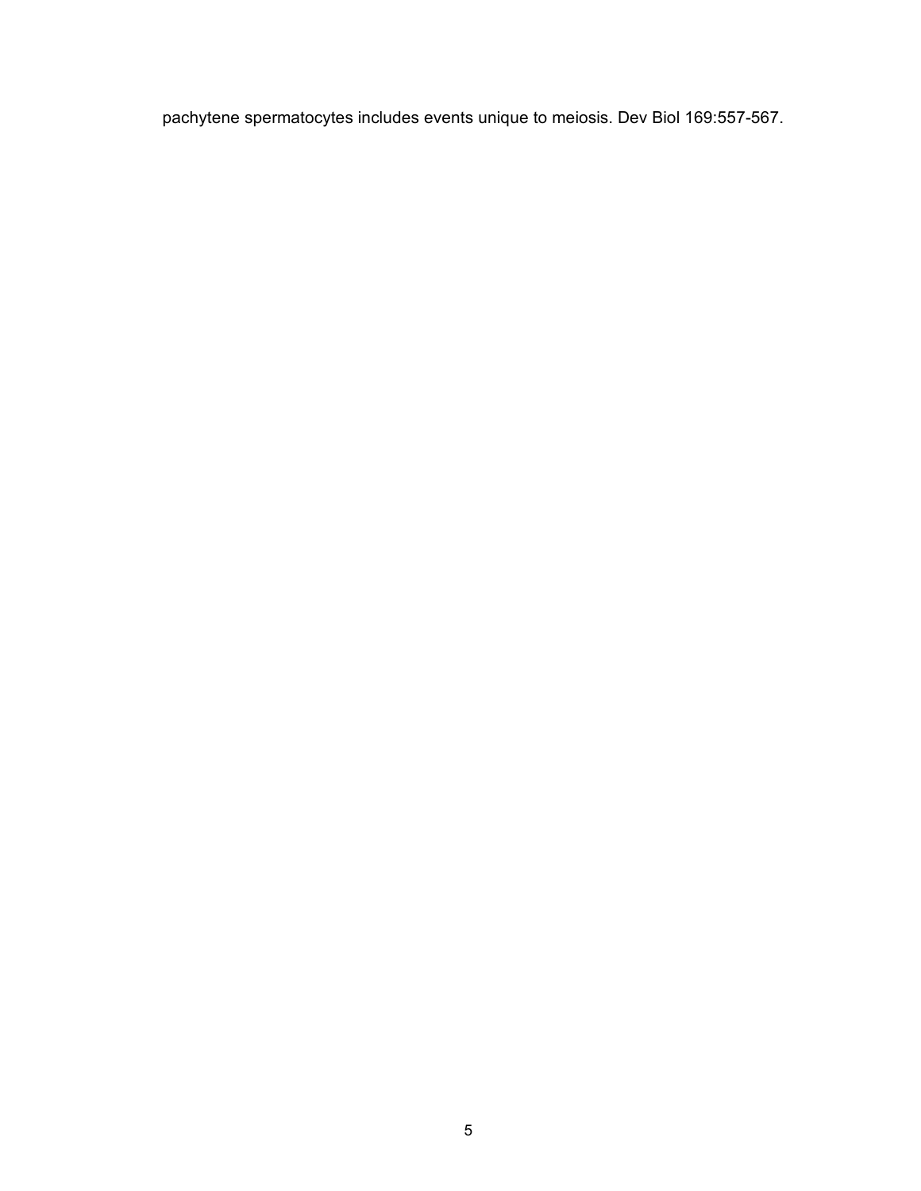pachytene spermatocytes includes events unique to meiosis. Dev Biol 169:557-567.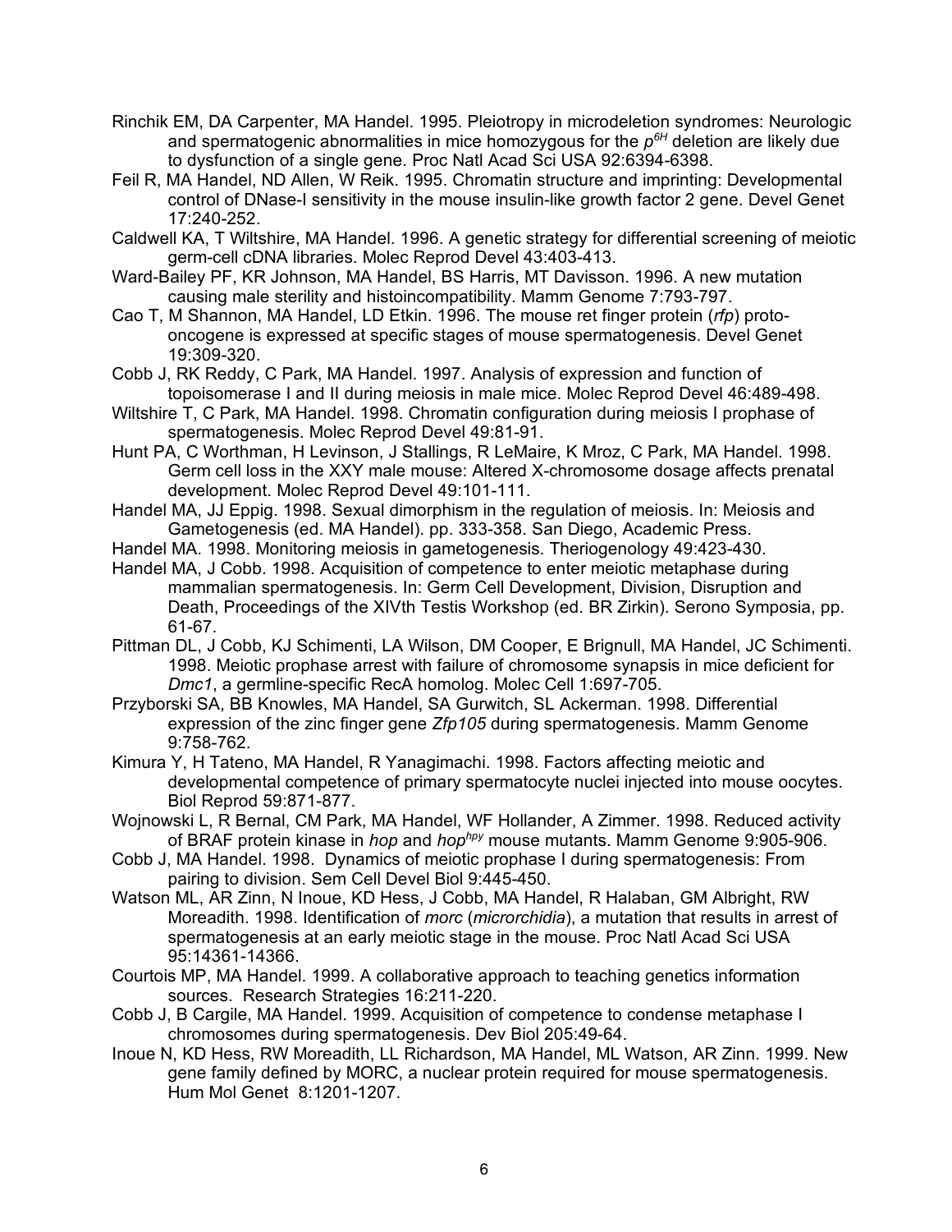Rinchik EM, DA Carpenter, MA Handel. 1995. Pleiotropy in microdeletion syndromes: Neurologic and spermatogenic abnormalities in mice homozygous for the $p^{6H}$ deletion are likely due to dysfunction of a single gene. Proc Natl Acad Sci USA 92:6394-6398.

Feil R, MA Handel, ND Allen, W Reik. 1995. Chromatin structure and imprinting: Developmental control of DNase-I sensitivity in the mouse insulin-like growth factor 2 gene. Devel Genet 17:240-252.

Caldwell KA, T Wiltshire, MA Handel. 1996. A genetic strategy for differential screening of meiotic germ-cell cDNA libraries. Molec Reprod Devel 43:403-413.

Ward-Bailey PF, KR Johnson, MA Handel, BS Harris, MT Davisson. 1996. A new mutation causing male sterility and histoincompatibility. Mamm Genome 7:793-797.

Cao T, M Shannon, MA Handel, LD Etkin. 1996. The mouse ret finger protein (*rfp*) proto-oncogene is expressed at specific stages of mouse spermatogenesis. Devel Genet 19:309-320.

Cobb J, RK Reddy, C Park, MA Handel. 1997. Analysis of expression and function of topoisomerase I and II during meiosis in male mice. Molec Reprod Devel 46:489-498.

Wiltshire T, C Park, MA Handel. 1998. Chromatin configuration during meiosis I prophase of spermatogenesis. Molec Reprod Devel 49:81-91.

Hunt PA, C Worthman, H Levinson, J Stallings, R LeMaire, K Mroz, C Park, MA Handel. 1998. Germ cell loss in the XXY male mouse: Altered X-chromosome dosage affects prenatal development. Molec Reprod Devel 49:101-111.

Handel MA, JJ Eppig. 1998. Sexual dimorphism in the regulation of meiosis. In: Meiosis and Gametogenesis (ed. MA Handel). pp. 333-358. San Diego, Academic Press.

Handel MA. 1998. Monitoring meiosis in gametogenesis. Theriogenology 49:423-430.

Handel MA, J Cobb. 1998. Acquisition of competence to enter meiotic metaphase during mammalian spermatogenesis. In: Germ Cell Development, Division, Disruption and Death, Proceedings of the XIVth Testis Workshop (ed. BR Zirkin). Serono Symposia, pp. 61-67.

Pittman DL, J Cobb, KJ Schimenti, LA Wilson, DM Cooper, E Brignull, MA Handel, JC Schimenti. 1998. Meiotic prophase arrest with failure of chromosome synapsis in mice deficient for *Dmc1*, a germline-specific RecA homolog. Molec Cell 1:697-705.

Przyborski SA, BB Knowles, MA Handel, SA Gurwitch, SL Ackerman. 1998. Differential expression of the zinc finger gene *Zfp105* during spermatogenesis. Mamm Genome 9:758-762.

Kimura Y, H Tateno, MA Handel, R Yanagimachi. 1998. Factors affecting meiotic and developmental competence of primary spermatocyte nuclei injected into mouse oocytes. Biol Reprod 59:871-877.

Wojnowski L, R Bernal, CM Park, MA Handel, WF Hollander, A Zimmer. 1998. Reduced activity of BRAF protein kinase in *hop* and *hop*$^{hpy}$ mouse mutants. Mamm Genome 9:905-906.

Cobb J, MA Handel. 1998. Dynamics of meiotic prophase I during spermatogenesis: From pairing to division. Sem Cell Devel Biol 9:445-450.

Watson ML, AR Zinn, N Inoue, KD Hess, J Cobb, MA Handel, R Halaban, GM Albright, RW Moreadith. 1998. Identification of *morc* (*microrchidia*), a mutation that results in arrest of spermatogenesis at an early meiotic stage in the mouse. Proc Natl Acad Sci USA 95:14361-14366.

Courtois MP, MA Handel. 1999. A collaborative approach to teaching genetics information sources. Research Strategies 16:211-220.

Cobb J, B Cargile, MA Handel. 1999. Acquisition of competence to condense metaphase I chromosomes during spermatogenesis. Dev Biol 205:49-64.

Inoue N, KD Hess, RW Moreadith, LL Richardson, MA Handel, ML Watson, AR Zinn. 1999. New gene family defined by MORC, a nuclear protein required for mouse spermatogenesis. Hum Mol Genet 8:1201-1207.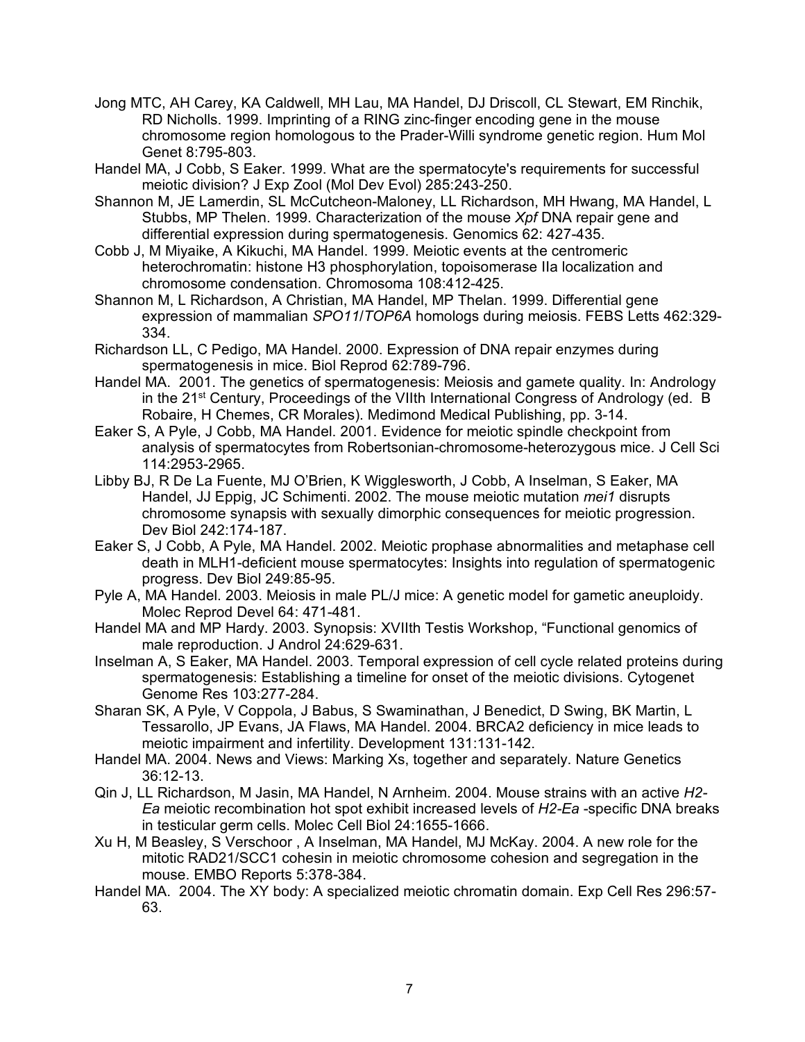Jong MTC, AH Carey, KA Caldwell, MH Lau, MA Handel, DJ Driscoll, CL Stewart, EM Rinchik, RD Nicholls. 1999. Imprinting of a RING zinc-finger encoding gene in the mouse chromosome region homologous to the Prader-Willi syndrome genetic region. Hum Mol Genet 8:795-803.

Handel MA, J Cobb, S Eaker. 1999. What are the spermatocyte's requirements for successful meiotic division? J Exp Zool (Mol Dev Evol) 285:243-250.

Shannon M, JE Lamerdin, SL McCutcheon-Maloney, LL Richardson, MH Hwang, MA Handel, L Stubbs, MP Thelen. 1999. Characterization of the mouse *Xpf* DNA repair gene and differential expression during spermatogenesis. Genomics 62: 427-435.

Cobb J, M Miyaike, A Kikuchi, MA Handel. 1999. Meiotic events at the centromeric heterochromatin: histone H3 phosphorylation, topoisomerase IIa localization and chromosome condensation. Chromosoma 108:412-425.

Shannon M, L Richardson, A Christian, MA Handel, MP Thelan. 1999. Differential gene expression of mammalian *SPO11*/*TOP6A* homologs during meiosis. FEBS Letts 462:329-334.

Richardson LL, C Pedigo, MA Handel. 2000. Expression of DNA repair enzymes during spermatogenesis in mice. Biol Reprod 62:789-796.

Handel MA. 2001. The genetics of spermatogenesis: Meiosis and gamete quality. In: Andrology in the 21st Century, Proceedings of the VIIth International Congress of Andrology (ed. B Robaire, H Chemes, CR Morales). Medimond Medical Publishing, pp. 3-14.

Eaker S, A Pyle, J Cobb, MA Handel. 2001. Evidence for meiotic spindle checkpoint from analysis of spermatocytes from Robertsonian-chromosome-heterozygous mice. J Cell Sci 114:2953-2965.

Libby BJ, R De La Fuente, MJ O'Brien, K Wigglesworth, J Cobb, A Inselman, S Eaker, MA Handel, JJ Eppig, JC Schimenti. 2002. The mouse meiotic mutation *mei1* disrupts chromosome synapsis with sexually dimorphic consequences for meiotic progression. Dev Biol 242:174-187.

Eaker S, J Cobb, A Pyle, MA Handel. 2002. Meiotic prophase abnormalities and metaphase cell death in MLH1-deficient mouse spermatocytes: Insights into regulation of spermatogenic progress. Dev Biol 249:85-95.

Pyle A, MA Handel. 2003. Meiosis in male PL/J mice: A genetic model for gametic aneuploidy. Molec Reprod Devel 64: 471-481.

Handel MA and MP Hardy. 2003. Synopsis: XVIIth Testis Workshop, "Functional genomics of male reproduction. J Androl 24:629-631.

Inselman A, S Eaker, MA Handel. 2003. Temporal expression of cell cycle related proteins during spermatogenesis: Establishing a timeline for onset of the meiotic divisions. Cytogenet Genome Res 103:277-284.

Sharan SK, A Pyle, V Coppola, J Babus, S Swaminathan, J Benedict, D Swing, BK Martin, L Tessarollo, JP Evans, JA Flaws, MA Handel. 2004. BRCA2 deficiency in mice leads to meiotic impairment and infertility. Development 131:131-142.

Handel MA. 2004. News and Views: Marking Xs, together and separately. Nature Genetics 36:12-13.

Qin J, LL Richardson, M Jasin, MA Handel, N Arnheim. 2004. Mouse strains with an active *H2-Ea* meiotic recombination hot spot exhibit increased levels of *H2-Ea* -specific DNA breaks in testicular germ cells. Molec Cell Biol 24:1655-1666.

Xu H, M Beasley, S Verschoor , A Inselman, MA Handel, MJ McKay. 2004. A new role for the mitotic RAD21/SCC1 cohesin in meiotic chromosome cohesion and segregation in the mouse. EMBO Reports 5:378-384.

Handel MA. 2004. The XY body: A specialized meiotic chromatin domain. Exp Cell Res 296:57-63.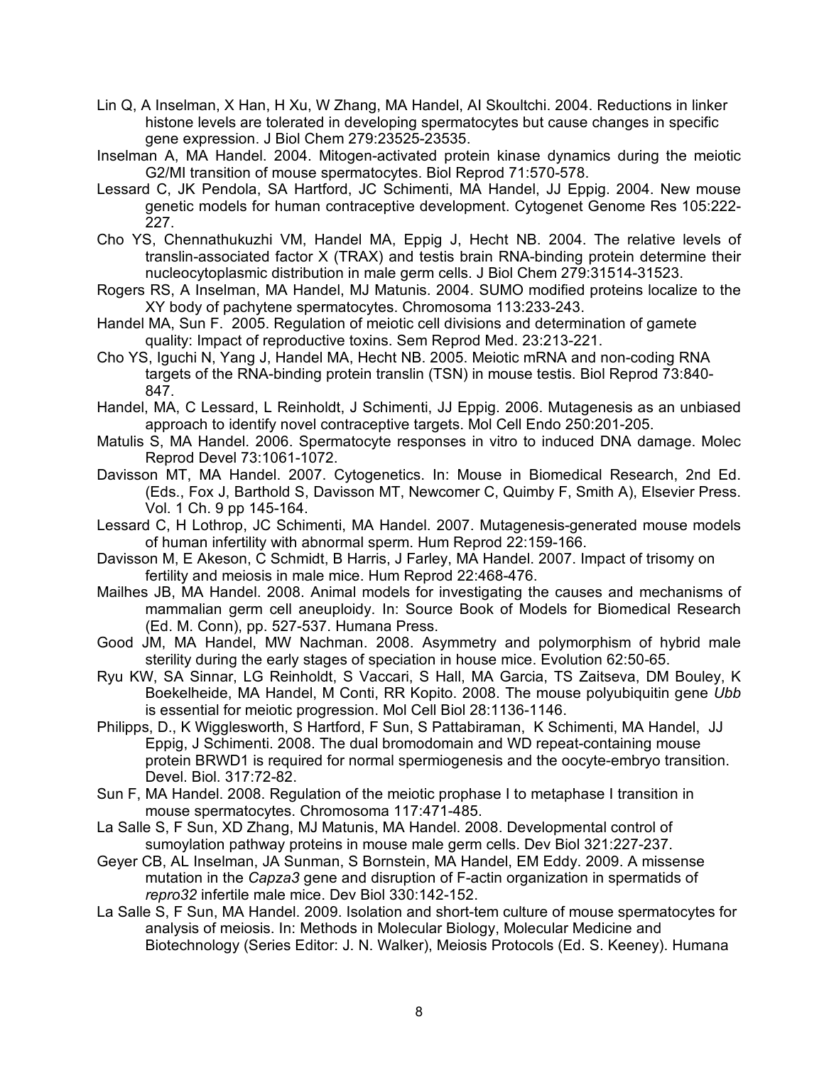Lin Q, A Inselman, X Han, H Xu, W Zhang, MA Handel, AI Skoultchi. 2004. Reductions in linker histone levels are tolerated in developing spermatocytes but cause changes in specific gene expression. J Biol Chem 279:23525-23535.

Inselman A, MA Handel. 2004. Mitogen-activated protein kinase dynamics during the meiotic G2/MI transition of mouse spermatocytes. Biol Reprod 71:570-578.

Lessard C, JK Pendola, SA Hartford, JC Schimenti, MA Handel, JJ Eppig. 2004. New mouse genetic models for human contraceptive development. Cytogenet Genome Res 105:222-227.

Cho YS, Chennathukuzhi VM, Handel MA, Eppig J, Hecht NB. 2004. The relative levels of translin-associated factor X (TRAX) and testis brain RNA-binding protein determine their nucleocytoplasmic distribution in male germ cells. J Biol Chem 279:31514-31523.

Rogers RS, A Inselman, MA Handel, MJ Matunis. 2004. SUMO modified proteins localize to the XY body of pachytene spermatocytes. Chromosoma 113:233-243.

Handel MA, Sun F. 2005. Regulation of meiotic cell divisions and determination of gamete quality: Impact of reproductive toxins. Sem Reprod Med. 23:213-221.

Cho YS, Iguchi N, Yang J, Handel MA, Hecht NB. 2005. Meiotic mRNA and non-coding RNA targets of the RNA-binding protein translin (TSN) in mouse testis. Biol Reprod 73:840-847.

Handel, MA, C Lessard, L Reinholdt, J Schimenti, JJ Eppig. 2006. Mutagenesis as an unbiased approach to identify novel contraceptive targets. Mol Cell Endo 250:201-205.

Matulis S, MA Handel. 2006. Spermatocyte responses in vitro to induced DNA damage. Molec Reprod Devel 73:1061-1072.

Davisson MT, MA Handel. 2007. Cytogenetics. In: Mouse in Biomedical Research, 2nd Ed. (Eds., Fox J, Barthold S, Davisson MT, Newcomer C, Quimby F, Smith A), Elsevier Press. Vol. 1 Ch. 9 pp 145-164.

Lessard C, H Lothrop, JC Schimenti, MA Handel. 2007. Mutagenesis-generated mouse models of human infertility with abnormal sperm. Hum Reprod 22:159-166.

Davisson M, E Akeson, C Schmidt, B Harris, J Farley, MA Handel. 2007. Impact of trisomy on fertility and meiosis in male mice. Hum Reprod 22:468-476.

Mailhes JB, MA Handel. 2008. Animal models for investigating the causes and mechanisms of mammalian germ cell aneuploidy. In: Source Book of Models for Biomedical Research (Ed. M. Conn), pp. 527-537. Humana Press.

Good JM, MA Handel, MW Nachman. 2008. Asymmetry and polymorphism of hybrid male sterility during the early stages of speciation in house mice. Evolution 62:50-65.

Ryu KW, SA Sinnar, LG Reinholdt, S Vaccari, S Hall, MA Garcia, TS Zaitseva, DM Bouley, K Boekelheide, MA Handel, M Conti, RR Kopito. 2008. The mouse polyubiquitin gene *Ubb* is essential for meiotic progression. Mol Cell Biol 28:1136-1146.

Philipps, D., K Wigglesworth, S Hartford, F Sun, S Pattabiraman, K Schimenti, MA Handel, JJ Eppig, J Schimenti. 2008. The dual bromodomain and WD repeat-containing mouse protein BRWD1 is required for normal spermiogenesis and the oocyte-embryo transition. Devel. Biol. 317:72-82.

Sun F, MA Handel. 2008. Regulation of the meiotic prophase I to metaphase I transition in mouse spermatocytes. Chromosoma 117:471-485.

La Salle S, F Sun, XD Zhang, MJ Matunis, MA Handel. 2008. Developmental control of sumoylation pathway proteins in mouse male germ cells. Dev Biol 321:227-237.

Geyer CB, AL Inselman, JA Sunman, S Bornstein, MA Handel, EM Eddy. 2009. A missense mutation in the *Capza3* gene and disruption of F-actin organization in spermatids of *repro32* infertile male mice. Dev Biol 330:142-152.

La Salle S, F Sun, MA Handel. 2009. Isolation and short-tem culture of mouse spermatocytes for analysis of meiosis. In: Methods in Molecular Biology, Molecular Medicine and Biotechnology (Series Editor: J. N. Walker), Meiosis Protocols (Ed. S. Keeney). Humana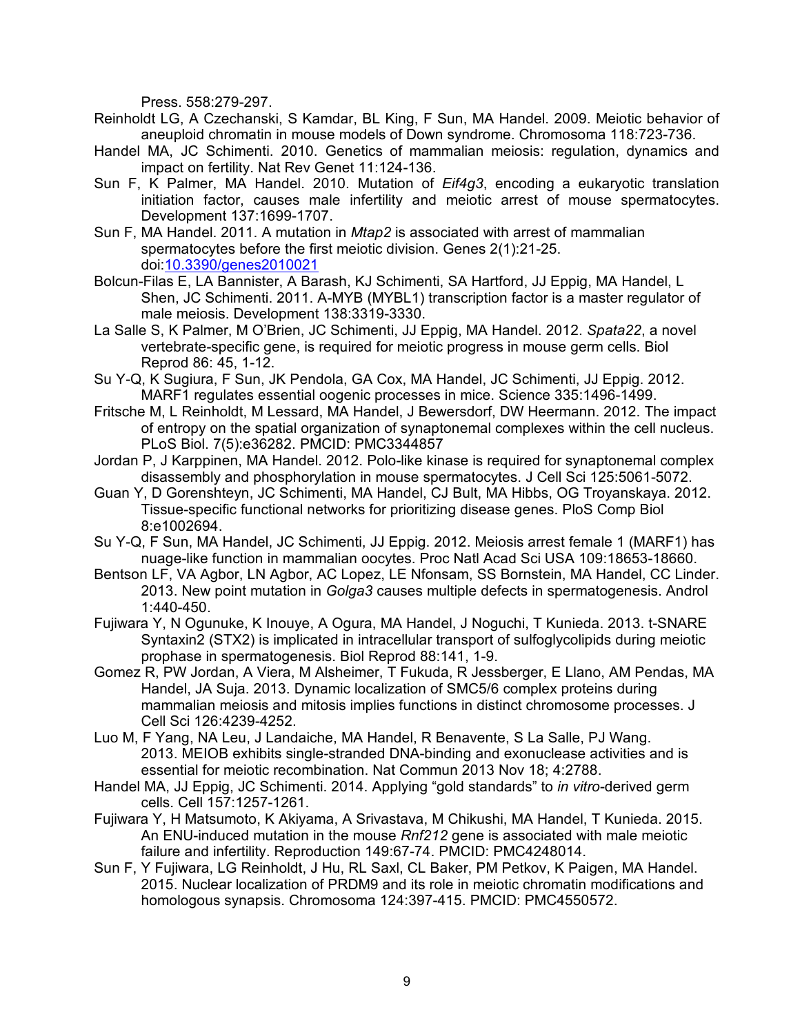Press. 558:279-297.

Reinholdt LG, A Czechanski, S Kamdar, BL King, F Sun, MA Handel. 2009. Meiotic behavior of aneuploid chromatin in mouse models of Down syndrome. Chromosoma 118:723-736.

Handel MA, JC Schimenti. 2010. Genetics of mammalian meiosis: regulation, dynamics and impact on fertility. Nat Rev Genet 11:124-136.

Sun F, K Palmer, MA Handel. 2010. Mutation of *Eif4g3*, encoding a eukaryotic translation initiation factor, causes male infertility and meiotic arrest of mouse spermatocytes. Development 137:1699-1707.

Sun F, MA Handel. 2011. A mutation in *Mtap2* is associated with arrest of mammalian spermatocytes before the first meiotic division. Genes 2(1):21-25. doi:10.3390/genes2010021

Bolcun-Filas E, LA Bannister, A Barash, KJ Schimenti, SA Hartford, JJ Eppig, MA Handel, L Shen, JC Schimenti. 2011. A-MYB (MYBL1) transcription factor is a master regulator of male meiosis. Development 138:3319-3330.

La Salle S, K Palmer, M O'Brien, JC Schimenti, JJ Eppig, MA Handel. 2012. *Spata22*, a novel vertebrate-specific gene, is required for meiotic progress in mouse germ cells. Biol Reprod 86: 45, 1-12.

Su Y-Q, K Sugiura, F Sun, JK Pendola, GA Cox, MA Handel, JC Schimenti, JJ Eppig. 2012. MARF1 regulates essential oogenic processes in mice. Science 335:1496-1499.

Fritsche M, L Reinholdt, M Lessard, MA Handel, J Bewersdorf, DW Heermann. 2012. The impact of entropy on the spatial organization of synaptonemal complexes within the cell nucleus. PLoS Biol. 7(5):e36282. PMCID: PMC3344857

Jordan P, J Karppinen, MA Handel. 2012. Polo-like kinase is required for synaptonemal complex disassembly and phosphorylation in mouse spermatocytes. J Cell Sci 125:5061-5072.

Guan Y, D Gorenshteyn, JC Schimenti, MA Handel, CJ Bult, MA Hibbs, OG Troyanskaya. 2012. Tissue-specific functional networks for prioritizing disease genes. PloS Comp Biol 8:e1002694.

Su Y-Q, F Sun, MA Handel, JC Schimenti, JJ Eppig. 2012. Meiosis arrest female 1 (MARF1) has nuage-like function in mammalian oocytes. Proc Natl Acad Sci USA 109:18653-18660.

Bentson LF, VA Agbor, LN Agbor, AC Lopez, LE Nfonsam, SS Bornstein, MA Handel, CC Linder. 2013. New point mutation in *Golga3* causes multiple defects in spermatogenesis. Androl 1:440-450.

Fujiwara Y, N Ogunuke, K Inouye, A Ogura, MA Handel, J Noguchi, T Kunieda. 2013. t-SNARE Syntaxin2 (STX2) is implicated in intracellular transport of sulfoglycolipids during meiotic prophase in spermatogenesis. Biol Reprod 88:141, 1-9.

Gomez R, PW Jordan, A Viera, M Alsheimer, T Fukuda, R Jessberger, E Llano, AM Pendas, MA Handel, JA Suja. 2013. Dynamic localization of SMC5/6 complex proteins during mammalian meiosis and mitosis implies functions in distinct chromosome processes. J Cell Sci 126:4239-4252.

Luo M, F Yang, NA Leu, J Landaiche, MA Handel, R Benavente, S La Salle, PJ Wang. 2013. MEIOB exhibits single-stranded DNA-binding and exonuclease activities and is essential for meiotic recombination. Nat Commun 2013 Nov 18; 4:2788.

Handel MA, JJ Eppig, JC Schimenti. 2014. Applying "gold standards" to *in vitro*-derived germ cells. Cell 157:1257-1261.

Fujiwara Y, H Matsumoto, K Akiyama, A Srivastava, M Chikushi, MA Handel, T Kunieda. 2015. An ENU-induced mutation in the mouse *Rnf212* gene is associated with male meiotic failure and infertility. Reproduction 149:67-74. PMCID: PMC4248014.

Sun F, Y Fujiwara, LG Reinholdt, J Hu, RL Saxl, CL Baker, PM Petkov, K Paigen, MA Handel. 2015. Nuclear localization of PRDM9 and its role in meiotic chromatin modifications and homologous synapsis. Chromosoma 124:397-415. PMCID: PMC4550572.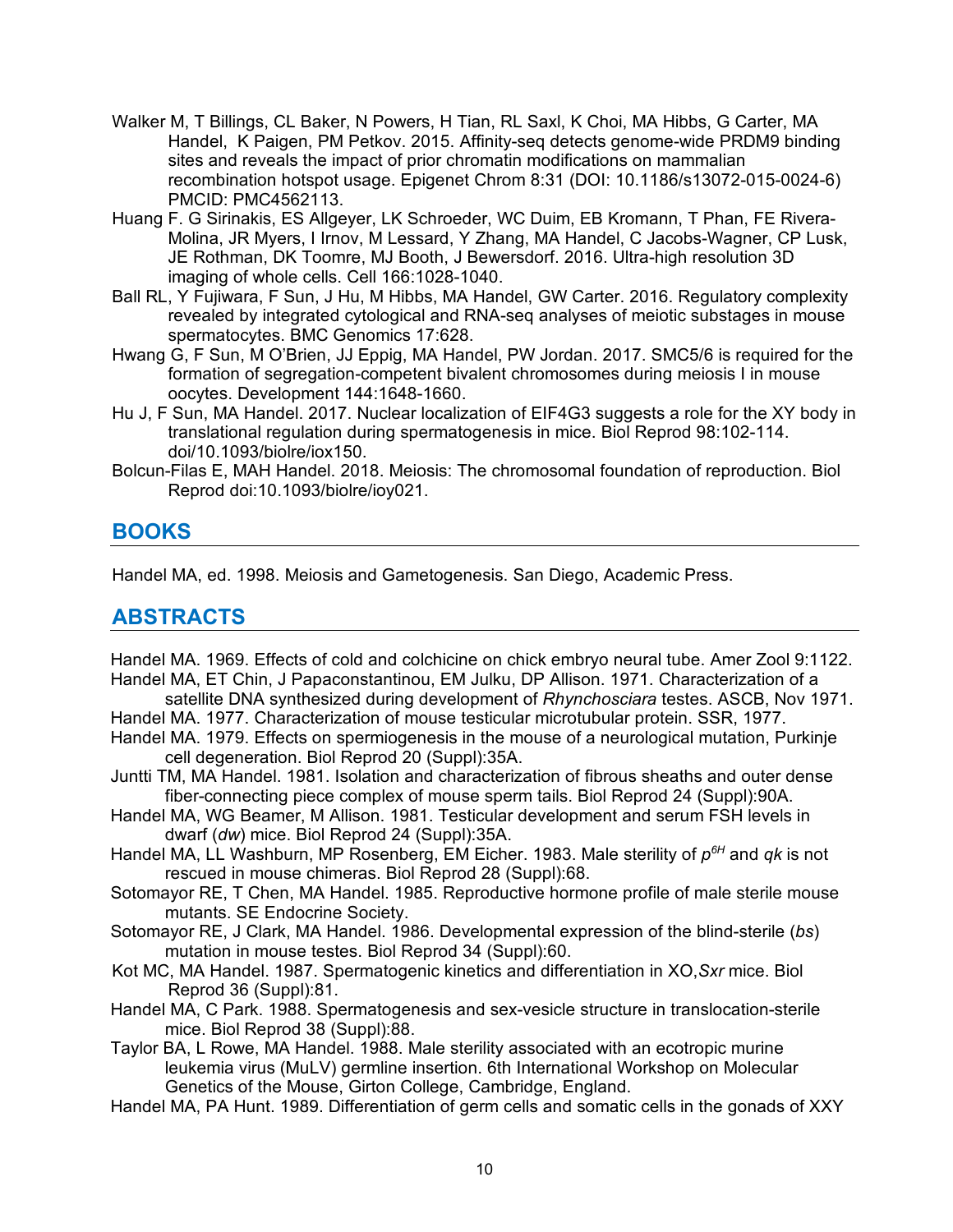Walker M, T Billings, CL Baker, N Powers, H Tian, RL Saxl, K Choi, MA Hibbs, G Carter, MA Handel, K Paigen, PM Petkov. 2015. Affinity-seq detects genome-wide PRDM9 binding sites and reveals the impact of prior chromatin modifications on mammalian recombination hotspot usage. Epigenet Chrom 8:31 (DOI: 10.1186/s13072-015-0024-6) PMCID: PMC4562113.

Huang F. G Sirinakis, ES Allgeyer, LK Schroeder, WC Duim, EB Kromann, T Phan, FE Rivera-Molina, JR Myers, I Irnov, M Lessard, Y Zhang, MA Handel, C Jacobs-Wagner, CP Lusk, JE Rothman, DK Toomre, MJ Booth, J Bewersdorf. 2016. Ultra-high resolution 3D imaging of whole cells. Cell 166:1028-1040.

Ball RL, Y Fujiwara, F Sun, J Hu, M Hibbs, MA Handel, GW Carter. 2016. Regulatory complexity revealed by integrated cytological and RNA-seq analyses of meiotic substages in mouse spermatocytes. BMC Genomics 17:628.

Hwang G, F Sun, M O'Brien, JJ Eppig, MA Handel, PW Jordan. 2017. SMC5/6 is required for the formation of segregation-competent bivalent chromosomes during meiosis I in mouse oocytes. Development 144:1648-1660.

Hu J, F Sun, MA Handel. 2017. Nuclear localization of EIF4G3 suggests a role for the XY body in translational regulation during spermatogenesis in mice. Biol Reprod 98:102-114. doi/10.1093/biolre/iox150.

Bolcun-Filas E, MAH Handel. 2018. Meiosis: The chromosomal foundation of reproduction. Biol Reprod doi:10.1093/biolre/ioy021.

## BOOKS

Handel MA, ed. 1998. Meiosis and Gametogenesis. San Diego, Academic Press.

## ABSTRACTS

Handel MA. 1969. Effects of cold and colchicine on chick embryo neural tube. Amer Zool 9:1122.

Handel MA, ET Chin, J Papaconstantinou, EM Julku, DP Allison. 1971. Characterization of a satellite DNA synthesized during development of *Rhynchosciara* testes. ASCB, Nov 1971.

Handel MA. 1977. Characterization of mouse testicular microtubular protein. SSR, 1977.

Handel MA. 1979. Effects on spermiogenesis in the mouse of a neurological mutation, Purkinje cell degeneration. Biol Reprod 20 (Suppl):35A.

Juntti TM, MA Handel. 1981. Isolation and characterization of fibrous sheaths and outer dense fiber-connecting piece complex of mouse sperm tails. Biol Reprod 24 (Suppl):90A.

Handel MA, WG Beamer, M Allison. 1981. Testicular development and serum FSH levels in dwarf (*dw*) mice. Biol Reprod 24 (Suppl):35A.

Handel MA, LL Washburn, MP Rosenberg, EM Eicher. 1983. Male sterility of $p^{6H}$ and *qk* is not rescued in mouse chimeras. Biol Reprod 28 (Suppl):68.

Sotomayor RE, T Chen, MA Handel. 1985. Reproductive hormone profile of male sterile mouse mutants. SE Endocrine Society.

Sotomayor RE, J Clark, MA Handel. 1986. Developmental expression of the blind-sterile (*bs*) mutation in mouse testes. Biol Reprod 34 (Suppl):60.

Kot MC, MA Handel. 1987. Spermatogenic kinetics and differentiation in XO,*Sxr* mice. Biol Reprod 36 (Suppl):81.

Handel MA, C Park. 1988. Spermatogenesis and sex-vesicle structure in translocation-sterile mice. Biol Reprod 38 (Suppl):88.

Taylor BA, L Rowe, MA Handel. 1988. Male sterility associated with an ecotropic murine leukemia virus (MuLV) germline insertion. 6th International Workshop on Molecular Genetics of the Mouse, Girton College, Cambridge, England.

Handel MA, PA Hunt. 1989. Differentiation of germ cells and somatic cells in the gonads of XXY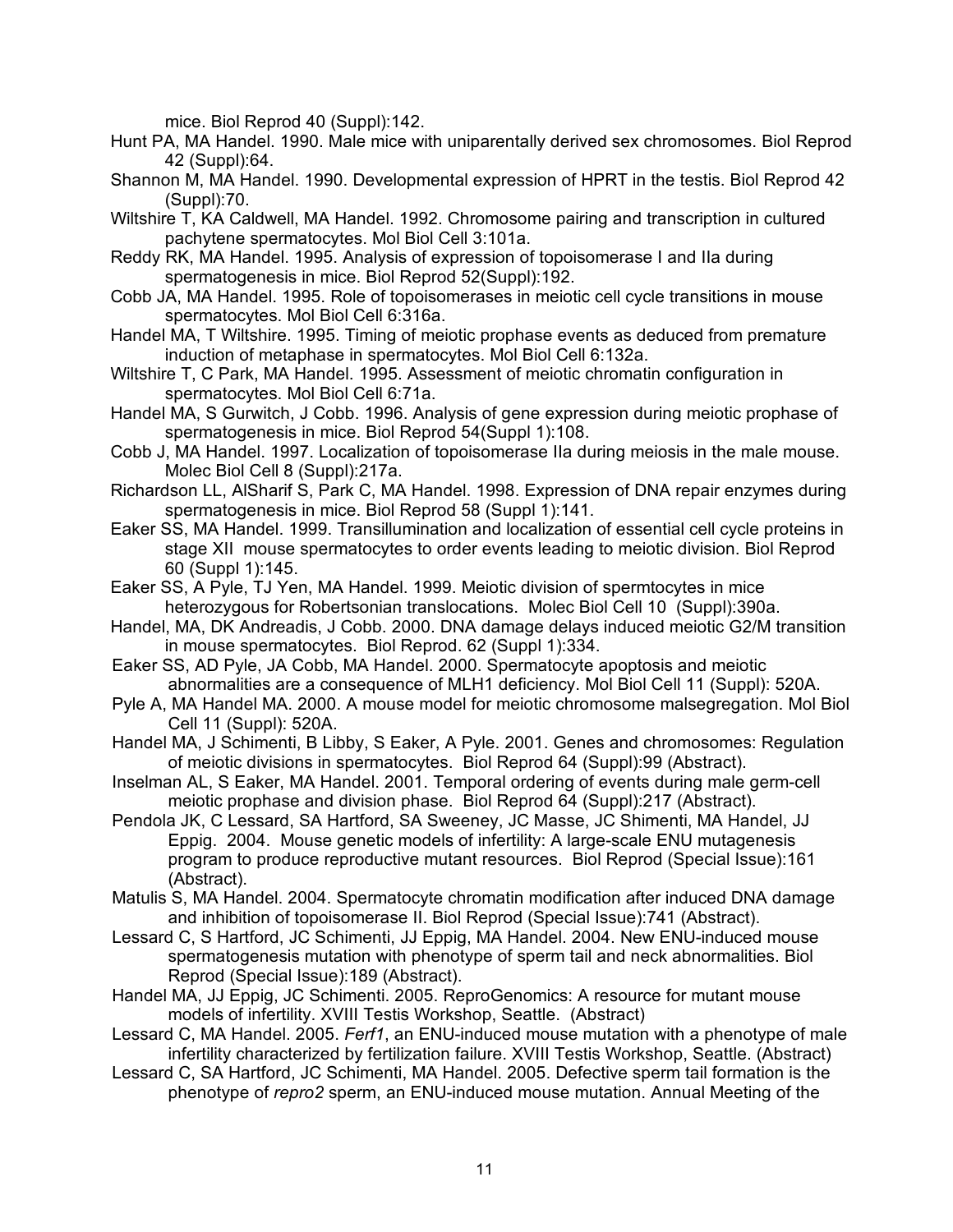mice. Biol Reprod 40 (Suppl):142.

Hunt PA, MA Handel. 1990. Male mice with uniparentally derived sex chromosomes. Biol Reprod 42 (Suppl):64.

Shannon M, MA Handel. 1990. Developmental expression of HPRT in the testis. Biol Reprod 42 (Suppl):70.

Wiltshire T, KA Caldwell, MA Handel. 1992. Chromosome pairing and transcription in cultured pachytene spermatocytes. Mol Biol Cell 3:101a.

Reddy RK, MA Handel. 1995. Analysis of expression of topoisomerase I and IIa during spermatogenesis in mice. Biol Reprod 52(Suppl):192.

Cobb JA, MA Handel. 1995. Role of topoisomerases in meiotic cell cycle transitions in mouse spermatocytes. Mol Biol Cell 6:316a.

Handel MA, T Wiltshire. 1995. Timing of meiotic prophase events as deduced from premature induction of metaphase in spermatocytes. Mol Biol Cell 6:132a.

Wiltshire T, C Park, MA Handel. 1995. Assessment of meiotic chromatin configuration in spermatocytes. Mol Biol Cell 6:71a.

Handel MA, S Gurwitch, J Cobb. 1996. Analysis of gene expression during meiotic prophase of spermatogenesis in mice. Biol Reprod 54(Suppl 1):108.

Cobb J, MA Handel. 1997. Localization of topoisomerase IIa during meiosis in the male mouse. Molec Biol Cell 8 (Suppl):217a.

Richardson LL, AlSharif S, Park C, MA Handel. 1998. Expression of DNA repair enzymes during spermatogenesis in mice. Biol Reprod 58 (Suppl 1):141.

Eaker SS, MA Handel. 1999. Transillumination and localization of essential cell cycle proteins in stage XII mouse spermatocytes to order events leading to meiotic division. Biol Reprod 60 (Suppl 1):145.

Eaker SS, A Pyle, TJ Yen, MA Handel. 1999. Meiotic division of spermtocytes in mice heterozygous for Robertsonian translocations. Molec Biol Cell 10 (Suppl):390a.

Handel, MA, DK Andreadis, J Cobb. 2000. DNA damage delays induced meiotic G2/M transition in mouse spermatocytes. Biol Reprod. 62 (Suppl 1):334.

Eaker SS, AD Pyle, JA Cobb, MA Handel. 2000. Spermatocyte apoptosis and meiotic abnormalities are a consequence of MLH1 deficiency. Mol Biol Cell 11 (Suppl): 520A.

Pyle A, MA Handel MA. 2000. A mouse model for meiotic chromosome malsegregation. Mol Biol Cell 11 (Suppl): 520A.

Handel MA, J Schimenti, B Libby, S Eaker, A Pyle. 2001. Genes and chromosomes: Regulation of meiotic divisions in spermatocytes. Biol Reprod 64 (Suppl):99 (Abstract).

Inselman AL, S Eaker, MA Handel. 2001. Temporal ordering of events during male germ-cell meiotic prophase and division phase. Biol Reprod 64 (Suppl):217 (Abstract).

Pendola JK, C Lessard, SA Hartford, SA Sweeney, JC Masse, JC Shimenti, MA Handel, JJ Eppig. 2004. Mouse genetic models of infertility: A large-scale ENU mutagenesis program to produce reproductive mutant resources. Biol Reprod (Special Issue):161 (Abstract).

Matulis S, MA Handel. 2004. Spermatocyte chromatin modification after induced DNA damage and inhibition of topoisomerase II. Biol Reprod (Special Issue):741 (Abstract).

Lessard C, S Hartford, JC Schimenti, JJ Eppig, MA Handel. 2004. New ENU-induced mouse spermatogenesis mutation with phenotype of sperm tail and neck abnormalities. Biol Reprod (Special Issue):189 (Abstract).

Handel MA, JJ Eppig, JC Schimenti. 2005. ReproGenomics: A resource for mutant mouse models of infertility. XVIII Testis Workshop, Seattle. (Abstract)

Lessard C, MA Handel. 2005. *Ferf1*, an ENU-induced mouse mutation with a phenotype of male infertility characterized by fertilization failure. XVIII Testis Workshop, Seattle. (Abstract)

Lessard C, SA Hartford, JC Schimenti, MA Handel. 2005. Defective sperm tail formation is the phenotype of *repro2* sperm, an ENU-induced mouse mutation. Annual Meeting of the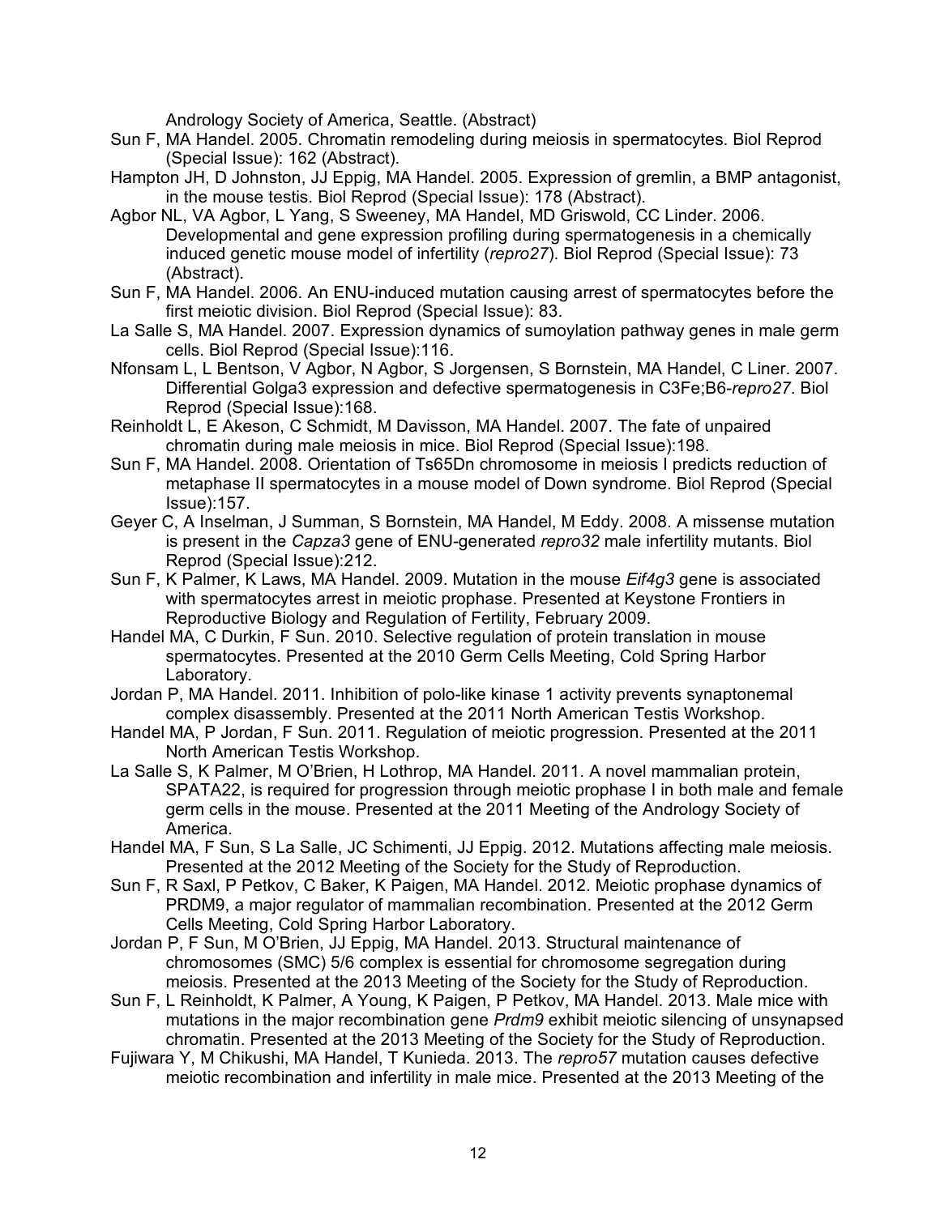Andrology Society of America, Seattle. (Abstract)

Sun F, MA Handel. 2005. Chromatin remodeling during meiosis in spermatocytes. Biol Reprod (Special Issue): 162 (Abstract).

Hampton JH, D Johnston, JJ Eppig, MA Handel. 2005. Expression of gremlin, a BMP antagonist, in the mouse testis. Biol Reprod (Special Issue): 178 (Abstract).

Agbor NL, VA Agbor, L Yang, S Sweeney, MA Handel, MD Griswold, CC Linder. 2006. Developmental and gene expression profiling during spermatogenesis in a chemically induced genetic mouse model of infertility (*repro27*). Biol Reprod (Special Issue): 73 (Abstract).

Sun F, MA Handel. 2006. An ENU-induced mutation causing arrest of spermatocytes before the first meiotic division. Biol Reprod (Special Issue): 83.

La Salle S, MA Handel. 2007. Expression dynamics of sumoylation pathway genes in male germ cells. Biol Reprod (Special Issue):116.

Nfonsam L, L Bentson, V Agbor, N Agbor, S Jorgensen, S Bornstein, MA Handel, C Liner. 2007. Differential Golga3 expression and defective spermatogenesis in C3Fe;B6-*repro27*. Biol Reprod (Special Issue):168.

Reinholdt L, E Akeson, C Schmidt, M Davisson, MA Handel. 2007. The fate of unpaired chromatin during male meiosis in mice. Biol Reprod (Special Issue):198.

Sun F, MA Handel. 2008. Orientation of Ts65Dn chromosome in meiosis I predicts reduction of metaphase II spermatocytes in a mouse model of Down syndrome. Biol Reprod (Special Issue):157.

Geyer C, A Inselman, J Summan, S Bornstein, MA Handel, M Eddy. 2008. A missense mutation is present in the *Capza3* gene of ENU-generated *repro32* male infertility mutants. Biol Reprod (Special Issue):212.

Sun F, K Palmer, K Laws, MA Handel. 2009. Mutation in the mouse *Eif4g3* gene is associated with spermatocytes arrest in meiotic prophase. Presented at Keystone Frontiers in Reproductive Biology and Regulation of Fertility, February 2009.

Handel MA, C Durkin, F Sun. 2010. Selective regulation of protein translation in mouse spermatocytes. Presented at the 2010 Germ Cells Meeting, Cold Spring Harbor Laboratory.

Jordan P, MA Handel. 2011. Inhibition of polo-like kinase 1 activity prevents synaptonemal complex disassembly. Presented at the 2011 North American Testis Workshop.

Handel MA, P Jordan, F Sun. 2011. Regulation of meiotic progression. Presented at the 2011 North American Testis Workshop.

La Salle S, K Palmer, M O'Brien, H Lothrop, MA Handel. 2011. A novel mammalian protein, SPATA22, is required for progression through meiotic prophase I in both male and female germ cells in the mouse. Presented at the 2011 Meeting of the Andrology Society of America.

Handel MA, F Sun, S La Salle, JC Schimenti, JJ Eppig. 2012. Mutations affecting male meiosis. Presented at the 2012 Meeting of the Society for the Study of Reproduction.

Sun F, R Saxl, P Petkov, C Baker, K Paigen, MA Handel. 2012. Meiotic prophase dynamics of PRDM9, a major regulator of mammalian recombination. Presented at the 2012 Germ Cells Meeting, Cold Spring Harbor Laboratory.

Jordan P, F Sun, M O'Brien, JJ Eppig, MA Handel. 2013. Structural maintenance of chromosomes (SMC) 5/6 complex is essential for chromosome segregation during meiosis. Presented at the 2013 Meeting of the Society for the Study of Reproduction.

Sun F, L Reinholdt, K Palmer, A Young, K Paigen, P Petkov, MA Handel. 2013. Male mice with mutations in the major recombination gene *Prdm9* exhibit meiotic silencing of unsynapsed chromatin. Presented at the 2013 Meeting of the Society for the Study of Reproduction.

Fujiwara Y, M Chikushi, MA Handel, T Kunieda. 2013. The *repro57* mutation causes defective meiotic recombination and infertility in male mice. Presented at the 2013 Meeting of the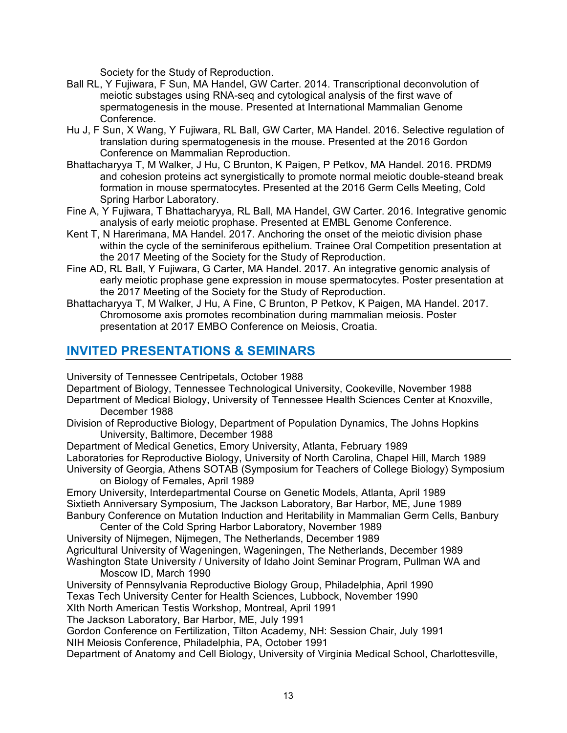Society for the Study of Reproduction.

Ball RL, Y Fujiwara, F Sun, MA Handel, GW Carter. 2014. Transcriptional deconvolution of meiotic substages using RNA-seq and cytological analysis of the first wave of spermatogenesis in the mouse. Presented at International Mammalian Genome Conference.

Hu J, F Sun, X Wang, Y Fujiwara, RL Ball, GW Carter, MA Handel. 2016. Selective regulation of translation during spermatogenesis in the mouse. Presented at the 2016 Gordon Conference on Mammalian Reproduction.

Bhattacharyya T, M Walker, J Hu, C Brunton, K Paigen, P Petkov, MA Handel. 2016. PRDM9 and cohesion proteins act synergistically to promote normal meiotic double-steand break formation in mouse spermatocytes. Presented at the 2016 Germ Cells Meeting, Cold Spring Harbor Laboratory.

Fine A, Y Fujiwara, T Bhattacharyya, RL Ball, MA Handel, GW Carter. 2016. Integrative genomic analysis of early meiotic prophase. Presented at EMBL Genome Conference.

Kent T, N Harerimana, MA Handel. 2017. Anchoring the onset of the meiotic division phase within the cycle of the seminiferous epithelium. Trainee Oral Competition presentation at the 2017 Meeting of the Society for the Study of Reproduction.

Fine AD, RL Ball, Y Fujiwara, G Carter, MA Handel. 2017. An integrative genomic analysis of early meiotic prophase gene expression in mouse spermatocytes. Poster presentation at the 2017 Meeting of the Society for the Study of Reproduction.

Bhattacharyya T, M Walker, J Hu, A Fine, C Brunton, P Petkov, K Paigen, MA Handel. 2017. Chromosome axis promotes recombination during mammalian meiosis. Poster presentation at 2017 EMBO Conference on Meiosis, Croatia.

## INVITED PRESENTATIONS & SEMINARS

University of Tennessee Centripetals, October 1988

Department of Biology, Tennessee Technological University, Cookeville, November 1988

Department of Medical Biology, University of Tennessee Health Sciences Center at Knoxville, December 1988

Division of Reproductive Biology, Department of Population Dynamics, The Johns Hopkins University, Baltimore, December 1988

Department of Medical Genetics, Emory University, Atlanta, February 1989

Laboratories for Reproductive Biology, University of North Carolina, Chapel Hill, March 1989

University of Georgia, Athens SOTAB (Symposium for Teachers of College Biology) Symposium on Biology of Females, April 1989

Emory University, Interdepartmental Course on Genetic Models, Atlanta, April 1989

Sixtieth Anniversary Symposium, The Jackson Laboratory, Bar Harbor, ME, June 1989

Banbury Conference on Mutation Induction and Heritability in Mammalian Germ Cells, Banbury Center of the Cold Spring Harbor Laboratory, November 1989

University of Nijmegen, Nijmegen, The Netherlands, December 1989

Agricultural University of Wageningen, Wageningen, The Netherlands, December 1989

Washington State University / University of Idaho Joint Seminar Program, Pullman WA and Moscow ID, March 1990

University of Pennsylvania Reproductive Biology Group, Philadelphia, April 1990

Texas Tech University Center for Health Sciences, Lubbock, November 1990

XIth North American Testis Workshop, Montreal, April 1991

The Jackson Laboratory, Bar Harbor, ME, July 1991

Gordon Conference on Fertilization, Tilton Academy, NH: Session Chair, July 1991

NIH Meiosis Conference, Philadelphia, PA, October 1991

Department of Anatomy and Cell Biology, University of Virginia Medical School, Charlottesville,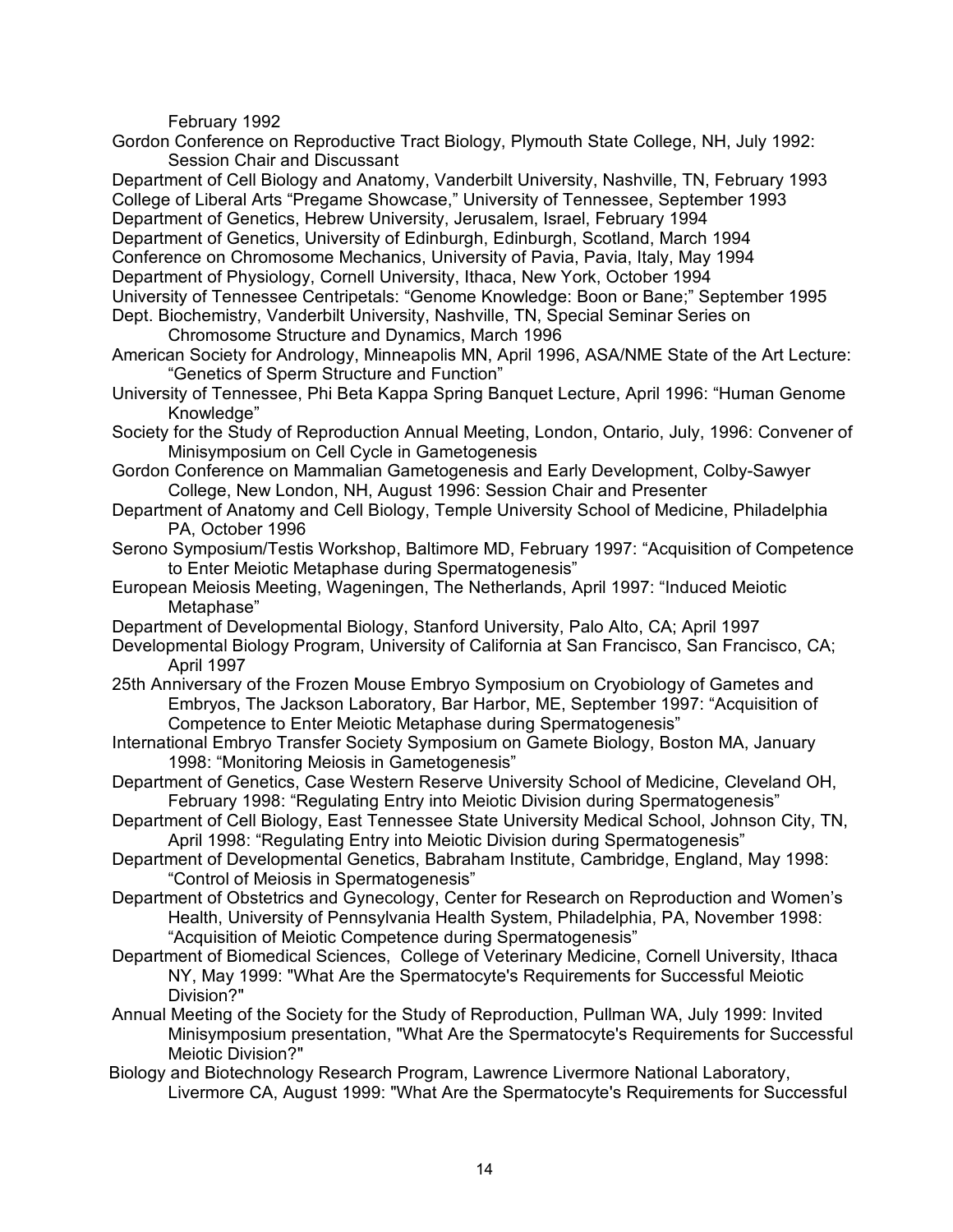February 1992

Gordon Conference on Reproductive Tract Biology, Plymouth State College, NH, July 1992: Session Chair and Discussant

Department of Cell Biology and Anatomy, Vanderbilt University, Nashville, TN, February 1993

College of Liberal Arts "Pregame Showcase," University of Tennessee, September 1993

Department of Genetics, Hebrew University, Jerusalem, Israel, February 1994

Department of Genetics, University of Edinburgh, Edinburgh, Scotland, March 1994

Conference on Chromosome Mechanics, University of Pavia, Pavia, Italy, May 1994

Department of Physiology, Cornell University, Ithaca, New York, October 1994

University of Tennessee Centripetals: "Genome Knowledge: Boon or Bane;" September 1995

Dept. Biochemistry, Vanderbilt University, Nashville, TN, Special Seminar Series on Chromosome Structure and Dynamics, March 1996

American Society for Andrology, Minneapolis MN, April 1996, ASA/NME State of the Art Lecture: "Genetics of Sperm Structure and Function"

University of Tennessee, Phi Beta Kappa Spring Banquet Lecture, April 1996: "Human Genome Knowledge"

Society for the Study of Reproduction Annual Meeting, London, Ontario, July, 1996: Convener of Minisymposium on Cell Cycle in Gametogenesis

Gordon Conference on Mammalian Gametogenesis and Early Development, Colby-Sawyer College, New London, NH, August 1996: Session Chair and Presenter

Department of Anatomy and Cell Biology, Temple University School of Medicine, Philadelphia PA, October 1996

Serono Symposium/Testis Workshop, Baltimore MD, February 1997: "Acquisition of Competence to Enter Meiotic Metaphase during Spermatogenesis"

European Meiosis Meeting, Wageningen, The Netherlands, April 1997: "Induced Meiotic Metaphase"

Department of Developmental Biology, Stanford University, Palo Alto, CA; April 1997

Developmental Biology Program, University of California at San Francisco, San Francisco, CA; April 1997

25th Anniversary of the Frozen Mouse Embryo Symposium on Cryobiology of Gametes and Embryos, The Jackson Laboratory, Bar Harbor, ME, September 1997: "Acquisition of Competence to Enter Meiotic Metaphase during Spermatogenesis"

International Embryo Transfer Society Symposium on Gamete Biology, Boston MA, January 1998: "Monitoring Meiosis in Gametogenesis"

Department of Genetics, Case Western Reserve University School of Medicine, Cleveland OH, February 1998: "Regulating Entry into Meiotic Division during Spermatogenesis"

Department of Cell Biology, East Tennessee State University Medical School, Johnson City, TN, April 1998: "Regulating Entry into Meiotic Division during Spermatogenesis"

Department of Developmental Genetics, Babraham Institute, Cambridge, England, May 1998: "Control of Meiosis in Spermatogenesis"

Department of Obstetrics and Gynecology, Center for Research on Reproduction and Women's Health, University of Pennsylvania Health System, Philadelphia, PA, November 1998: "Acquisition of Meiotic Competence during Spermatogenesis"

Department of Biomedical Sciences, College of Veterinary Medicine, Cornell University, Ithaca NY, May 1999: "What Are the Spermatocyte's Requirements for Successful Meiotic Division?"

Annual Meeting of the Society for the Study of Reproduction, Pullman WA, July 1999: Invited Minisymposium presentation, "What Are the Spermatocyte's Requirements for Successful Meiotic Division?"

Biology and Biotechnology Research Program, Lawrence Livermore National Laboratory, Livermore CA, August 1999: "What Are the Spermatocyte's Requirements for Successful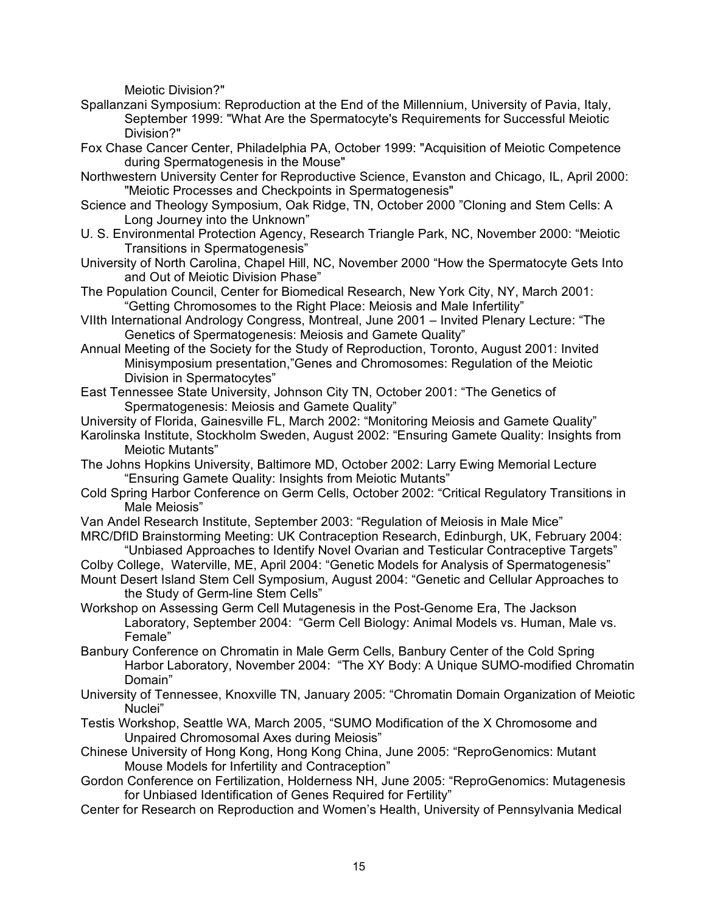Meiotic Division?"

Spallanzani Symposium: Reproduction at the End of the Millennium, University of Pavia, Italy, September 1999: "What Are the Spermatocyte's Requirements for Successful Meiotic Division?"

Fox Chase Cancer Center, Philadelphia PA, October 1999: "Acquisition of Meiotic Competence during Spermatogenesis in the Mouse"

Northwestern University Center for Reproductive Science, Evanston and Chicago, IL, April 2000: "Meiotic Processes and Checkpoints in Spermatogenesis"

Science and Theology Symposium, Oak Ridge, TN, October 2000 "Cloning and Stem Cells: A Long Journey into the Unknown"

U. S. Environmental Protection Agency, Research Triangle Park, NC, November 2000: "Meiotic Transitions in Spermatogenesis"

University of North Carolina, Chapel Hill, NC, November 2000 "How the Spermatocyte Gets Into and Out of Meiotic Division Phase"

The Population Council, Center for Biomedical Research, New York City, NY, March 2001: "Getting Chromosomes to the Right Place: Meiosis and Male Infertility"

VIIth International Andrology Congress, Montreal, June 2001 – Invited Plenary Lecture: "The Genetics of Spermatogenesis: Meiosis and Gamete Quality"

Annual Meeting of the Society for the Study of Reproduction, Toronto, August 2001: Invited Minisymposium presentation,"Genes and Chromosomes: Regulation of the Meiotic Division in Spermatocytes"

East Tennessee State University, Johnson City TN, October 2001: "The Genetics of Spermatogenesis: Meiosis and Gamete Quality"

University of Florida, Gainesville FL, March 2002: "Monitoring Meiosis and Gamete Quality"

Karolinska Institute, Stockholm Sweden, August 2002: "Ensuring Gamete Quality: Insights from Meiotic Mutants"

The Johns Hopkins University, Baltimore MD, October 2002: Larry Ewing Memorial Lecture "Ensuring Gamete Quality: Insights from Meiotic Mutants"

Cold Spring Harbor Conference on Germ Cells, October 2002: "Critical Regulatory Transitions in Male Meiosis"

Van Andel Research Institute, September 2003: "Regulation of Meiosis in Male Mice"

MRC/DfID Brainstorming Meeting: UK Contraception Research, Edinburgh, UK, February 2004: "Unbiased Approaches to Identify Novel Ovarian and Testicular Contraceptive Targets"

Colby College, Waterville, ME, April 2004: "Genetic Models for Analysis of Spermatogenesis"

Mount Desert Island Stem Cell Symposium, August 2004: "Genetic and Cellular Approaches to the Study of Germ-line Stem Cells"

Workshop on Assessing Germ Cell Mutagenesis in the Post-Genome Era, The Jackson Laboratory, September 2004: "Germ Cell Biology: Animal Models vs. Human, Male vs. Female"

Banbury Conference on Chromatin in Male Germ Cells, Banbury Center of the Cold Spring Harbor Laboratory, November 2004: "The XY Body: A Unique SUMO-modified Chromatin Domain"

University of Tennessee, Knoxville TN, January 2005: "Chromatin Domain Organization of Meiotic Nuclei"

Testis Workshop, Seattle WA, March 2005, "SUMO Modification of the X Chromosome and Unpaired Chromosomal Axes during Meiosis"

Chinese University of Hong Kong, Hong Kong China, June 2005: "ReproGenomics: Mutant Mouse Models for Infertility and Contraception"

Gordon Conference on Fertilization, Holderness NH, June 2005: "ReproGenomics: Mutagenesis for Unbiased Identification of Genes Required for Fertility"

Center for Research on Reproduction and Women's Health, University of Pennsylvania Medical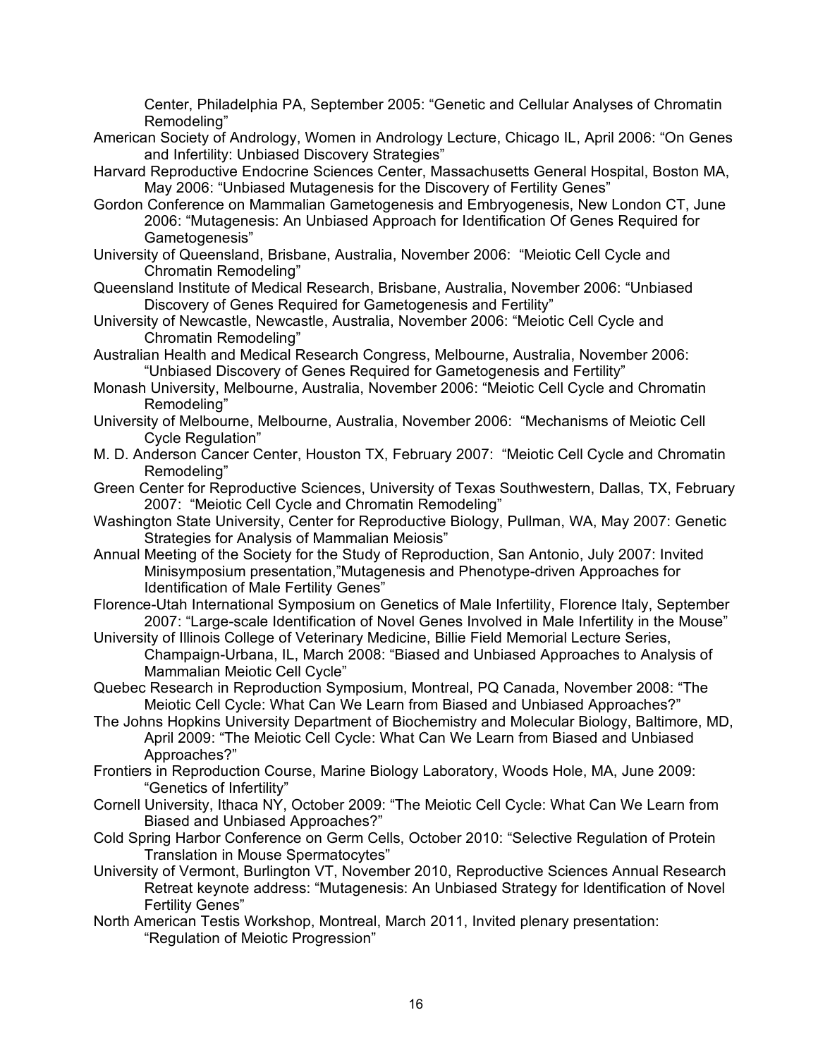Center, Philadelphia PA, September 2005: "Genetic and Cellular Analyses of Chromatin Remodeling"

American Society of Andrology, Women in Andrology Lecture, Chicago IL, April 2006: "On Genes and Infertility: Unbiased Discovery Strategies"

Harvard Reproductive Endocrine Sciences Center, Massachusetts General Hospital, Boston MA, May 2006: "Unbiased Mutagenesis for the Discovery of Fertility Genes"

Gordon Conference on Mammalian Gametogenesis and Embryogenesis, New London CT, June 2006: "Mutagenesis: An Unbiased Approach for Identification Of Genes Required for Gametogenesis"

University of Queensland, Brisbane, Australia, November 2006: "Meiotic Cell Cycle and Chromatin Remodeling"

Queensland Institute of Medical Research, Brisbane, Australia, November 2006: "Unbiased Discovery of Genes Required for Gametogenesis and Fertility"

University of Newcastle, Newcastle, Australia, November 2006: "Meiotic Cell Cycle and Chromatin Remodeling"

Australian Health and Medical Research Congress, Melbourne, Australia, November 2006: "Unbiased Discovery of Genes Required for Gametogenesis and Fertility"

Monash University, Melbourne, Australia, November 2006: "Meiotic Cell Cycle and Chromatin Remodeling"

University of Melbourne, Melbourne, Australia, November 2006: "Mechanisms of Meiotic Cell Cycle Regulation"

M. D. Anderson Cancer Center, Houston TX, February 2007: "Meiotic Cell Cycle and Chromatin Remodeling"

Green Center for Reproductive Sciences, University of Texas Southwestern, Dallas, TX, February 2007: "Meiotic Cell Cycle and Chromatin Remodeling"

Washington State University, Center for Reproductive Biology, Pullman, WA, May 2007: Genetic Strategies for Analysis of Mammalian Meiosis"

Annual Meeting of the Society for the Study of Reproduction, San Antonio, July 2007: Invited Minisymposium presentation,"Mutagenesis and Phenotype-driven Approaches for Identification of Male Fertility Genes"

Florence-Utah International Symposium on Genetics of Male Infertility, Florence Italy, September 2007: "Large-scale Identification of Novel Genes Involved in Male Infertility in the Mouse"

University of Illinois College of Veterinary Medicine, Billie Field Memorial Lecture Series, Champaign-Urbana, IL, March 2008: "Biased and Unbiased Approaches to Analysis of Mammalian Meiotic Cell Cycle"

Quebec Research in Reproduction Symposium, Montreal, PQ Canada, November 2008: "The Meiotic Cell Cycle: What Can We Learn from Biased and Unbiased Approaches?"

The Johns Hopkins University Department of Biochemistry and Molecular Biology, Baltimore, MD, April 2009: "The Meiotic Cell Cycle: What Can We Learn from Biased and Unbiased Approaches?"

Frontiers in Reproduction Course, Marine Biology Laboratory, Woods Hole, MA, June 2009: "Genetics of Infertility"

Cornell University, Ithaca NY, October 2009: "The Meiotic Cell Cycle: What Can We Learn from Biased and Unbiased Approaches?"

Cold Spring Harbor Conference on Germ Cells, October 2010: "Selective Regulation of Protein Translation in Mouse Spermatocytes"

University of Vermont, Burlington VT, November 2010, Reproductive Sciences Annual Research Retreat keynote address: "Mutagenesis: An Unbiased Strategy for Identification of Novel Fertility Genes"

North American Testis Workshop, Montreal, March 2011, Invited plenary presentation: "Regulation of Meiotic Progression"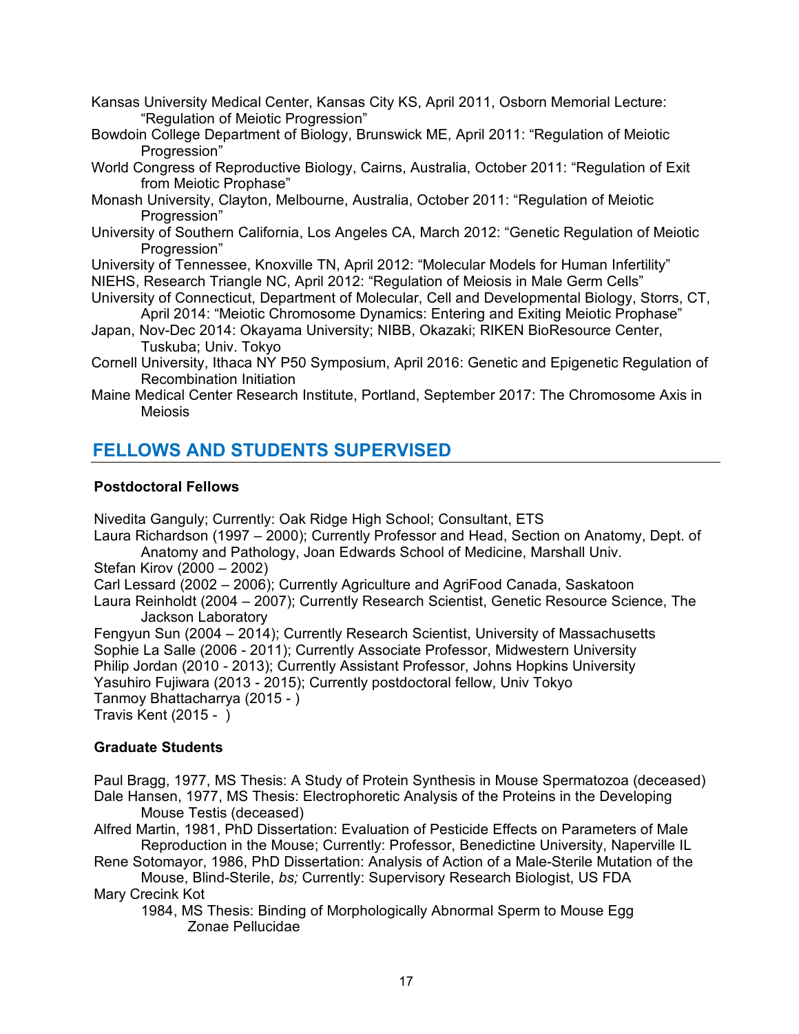Kansas University Medical Center, Kansas City KS, April 2011, Osborn Memorial Lecture: "Regulation of Meiotic Progression"

Bowdoin College Department of Biology, Brunswick ME, April 2011: "Regulation of Meiotic Progression"

World Congress of Reproductive Biology, Cairns, Australia, October 2011: "Regulation of Exit from Meiotic Prophase"

Monash University, Clayton, Melbourne, Australia, October 2011: "Regulation of Meiotic Progression"

University of Southern California, Los Angeles CA, March 2012: "Genetic Regulation of Meiotic Progression"

University of Tennessee, Knoxville TN, April 2012: "Molecular Models for Human Infertility"

NIEHS, Research Triangle NC, April 2012: "Regulation of Meiosis in Male Germ Cells"

University of Connecticut, Department of Molecular, Cell and Developmental Biology, Storrs, CT, April 2014: "Meiotic Chromosome Dynamics: Entering and Exiting Meiotic Prophase"

Japan, Nov-Dec 2014: Okayama University; NIBB, Okazaki; RIKEN BioResource Center, Tuskuba; Univ. Tokyo

Cornell University, Ithaca NY P50 Symposium, April 2016: Genetic and Epigenetic Regulation of Recombination Initiation

Maine Medical Center Research Institute, Portland, September 2017: The Chromosome Axis in Meiosis

## FELLOWS AND STUDENTS SUPERVISED

### Postdoctoral Fellows

Nivedita Ganguly; Currently: Oak Ridge High School; Consultant, ETS

Laura Richardson (1997 – 2000); Currently Professor and Head, Section on Anatomy, Dept. of Anatomy and Pathology, Joan Edwards School of Medicine, Marshall Univ.

Stefan Kirov (2000 – 2002)

Carl Lessard (2002 – 2006); Currently Agriculture and AgriFood Canada, Saskatoon

Laura Reinholdt (2004 – 2007); Currently Research Scientist, Genetic Resource Science, The Jackson Laboratory

Fengyun Sun (2004 – 2014); Currently Research Scientist, University of Massachusetts

Sophie La Salle (2006 - 2011); Currently Associate Professor, Midwestern University

Philip Jordan (2010 - 2013); Currently Assistant Professor, Johns Hopkins University

Yasuhiro Fujiwara (2013 - 2015); Currently postdoctoral fellow, Univ Tokyo

Tanmoy Bhattacharrya (2015 - )

Travis Kent (2015 - )

### Graduate Students

Paul Bragg, 1977, MS Thesis: A Study of Protein Synthesis in Mouse Spermatozoa (deceased)

Dale Hansen, 1977, MS Thesis: Electrophoretic Analysis of the Proteins in the Developing Mouse Testis (deceased)

Alfred Martin, 1981, PhD Dissertation: Evaluation of Pesticide Effects on Parameters of Male Reproduction in the Mouse; Currently: Professor, Benedictine University, Naperville IL

Rene Sotomayor, 1986, PhD Dissertation: Analysis of Action of a Male-Sterile Mutation of the Mouse, Blind-Sterile, *bs;* Currently: Supervisory Research Biologist, US FDA

Mary Crecink Kot
1984, MS Thesis: Binding of Morphologically Abnormal Sperm to Mouse Egg Zonae Pellucidae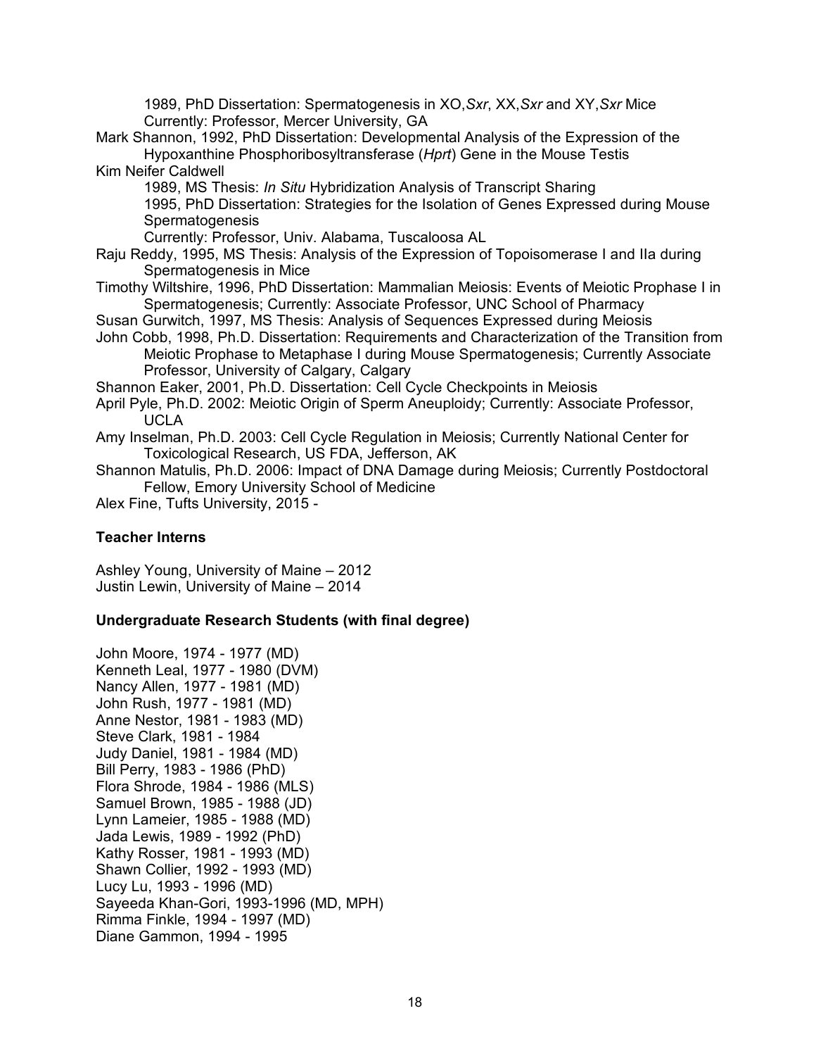1989, PhD Dissertation: Spermatogenesis in XO,*Sxr*, XX,*Sxr* and XY,*Sxr* Mice
Currently: Professor, Mercer University, GA

Mark Shannon, 1992, PhD Dissertation: Developmental Analysis of the Expression of the Hypoxanthine Phosphoribosyltransferase (*Hprt*) Gene in the Mouse Testis

Kim Neifer Caldwell
1989, MS Thesis: *In Situ* Hybridization Analysis of Transcript Sharing
1995, PhD Dissertation: Strategies for the Isolation of Genes Expressed during Mouse Spermatogenesis
Currently: Professor, Univ. Alabama, Tuscaloosa AL

Raju Reddy, 1995, MS Thesis: Analysis of the Expression of Topoisomerase I and IIa during Spermatogenesis in Mice

Timothy Wiltshire, 1996, PhD Dissertation: Mammalian Meiosis: Events of Meiotic Prophase I in Spermatogenesis; Currently: Associate Professor, UNC School of Pharmacy

Susan Gurwitch, 1997, MS Thesis: Analysis of Sequences Expressed during Meiosis

John Cobb, 1998, Ph.D. Dissertation: Requirements and Characterization of the Transition from Meiotic Prophase to Metaphase I during Mouse Spermatogenesis; Currently Associate Professor, University of Calgary, Calgary

Shannon Eaker, 2001, Ph.D. Dissertation: Cell Cycle Checkpoints in Meiosis

April Pyle, Ph.D. 2002: Meiotic Origin of Sperm Aneuploidy; Currently: Associate Professor, UCLA

Amy Inselman, Ph.D. 2003: Cell Cycle Regulation in Meiosis; Currently National Center for Toxicological Research, US FDA, Jefferson, AK

Shannon Matulis, Ph.D. 2006: Impact of DNA Damage during Meiosis; Currently Postdoctoral Fellow, Emory University School of Medicine

Alex Fine, Tufts University, 2015 -

**Teacher Interns**

Ashley Young, University of Maine – 2012
Justin Lewin, University of Maine – 2014

**Undergraduate Research Students (with final degree)**

John Moore, 1974 - 1977 (MD)
Kenneth Leal, 1977 - 1980 (DVM)
Nancy Allen, 1977 - 1981 (MD)
John Rush, 1977 - 1981 (MD)
Anne Nestor, 1981 - 1983 (MD)
Steve Clark, 1981 - 1984
Judy Daniel, 1981 - 1984 (MD)
Bill Perry, 1983 - 1986 (PhD)
Flora Shrode, 1984 - 1986 (MLS)
Samuel Brown, 1985 - 1988 (JD)
Lynn Lameier, 1985 - 1988 (MD)
Jada Lewis, 1989 - 1992 (PhD)
Kathy Rosser, 1981 - 1993 (MD)
Shawn Collier, 1992 - 1993 (MD)
Lucy Lu, 1993 - 1996 (MD)
Sayeeda Khan-Gori, 1993-1996 (MD, MPH)
Rimma Finkle, 1994 - 1997 (MD)
Diane Gammon, 1994 - 1995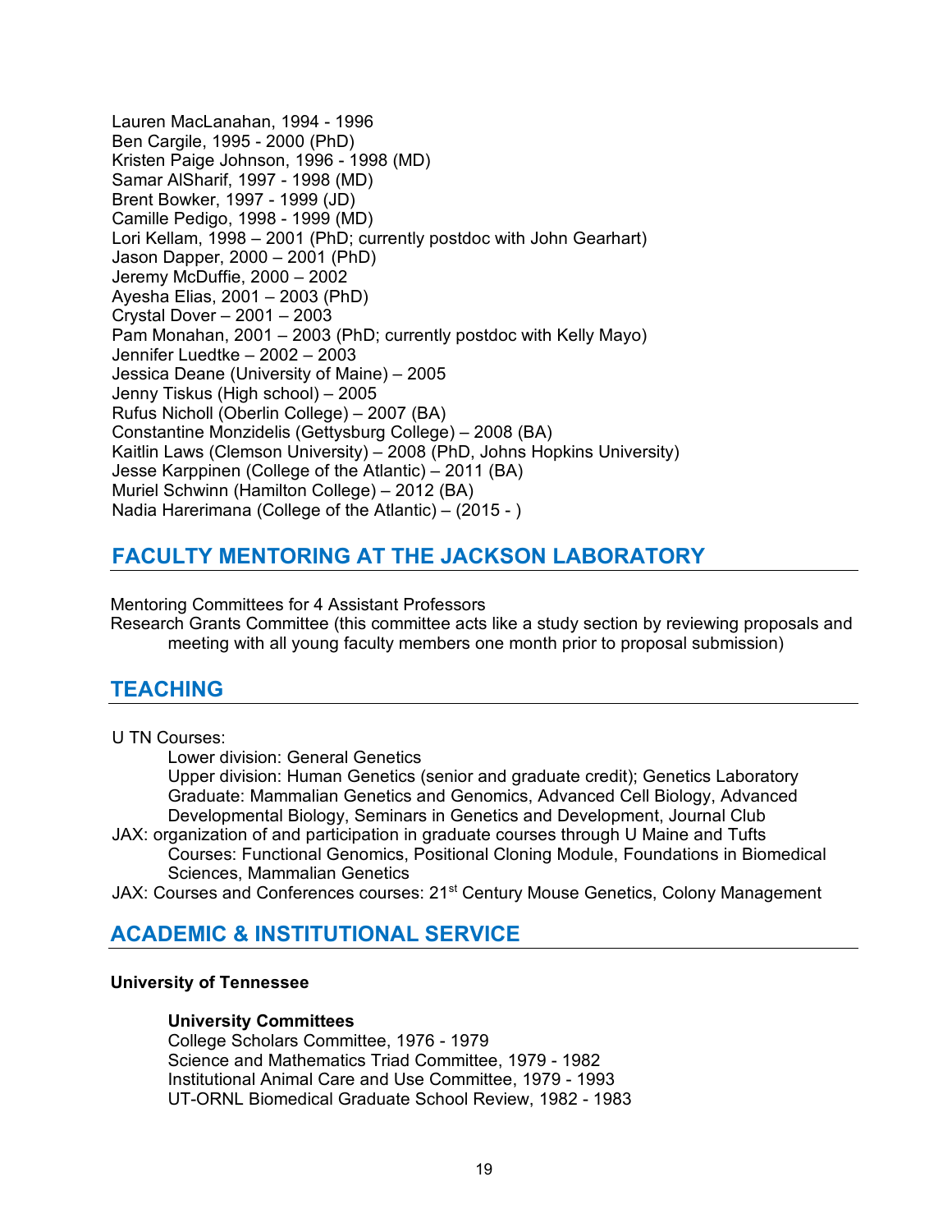Lauren MacLanahan, 1994 - 1996
Ben Cargile, 1995 - 2000 (PhD)
Kristen Paige Johnson, 1996 - 1998 (MD)
Samar AlSharif, 1997 - 1998 (MD)
Brent Bowker, 1997 - 1999 (JD)
Camille Pedigo, 1998 - 1999 (MD)
Lori Kellam, 1998 – 2001 (PhD; currently postdoc with John Gearhart)
Jason Dapper, 2000 – 2001 (PhD)
Jeremy McDuffie, 2000 – 2002
Ayesha Elias, 2001 – 2003 (PhD)
Crystal Dover – 2001 – 2003
Pam Monahan, 2001 – 2003 (PhD; currently postdoc with Kelly Mayo)
Jennifer Luedtke – 2002 – 2003
Jessica Deane (University of Maine) – 2005
Jenny Tiskus (High school) – 2005
Rufus Nicholl (Oberlin College) – 2007 (BA)
Constantine Monzidelis (Gettysburg College) – 2008 (BA)
Kaitlin Laws (Clemson University) – 2008 (PhD, Johns Hopkins University)
Jesse Karppinen (College of the Atlantic) – 2011 (BA)
Muriel Schwinn (Hamilton College) – 2012 (BA)
Nadia Harerimana (College of the Atlantic) – (2015 - )

## FACULTY MENTORING AT THE JACKSON LABORATORY

Mentoring Committees for 4 Assistant Professors
Research Grants Committee (this committee acts like a study section by reviewing proposals and meeting with all young faculty members one month prior to proposal submission)

## TEACHING

U TN Courses:
- Lower division: General Genetics
- Upper division: Human Genetics (senior and graduate credit); Genetics Laboratory
- Graduate: Mammalian Genetics and Genomics, Advanced Cell Biology, Advanced Developmental Biology, Seminars in Genetics and Development, Journal Club

JAX: organization of and participation in graduate courses through U Maine and Tufts
- Courses: Functional Genomics, Positional Cloning Module, Foundations in Biomedical Sciences, Mammalian Genetics

JAX: Courses and Conferences courses: 21st Century Mouse Genetics, Colony Management

## ACADEMIC & INSTITUTIONAL SERVICE

**University of Tennessee**

**University Committees**
College Scholars Committee, 1976 - 1979
Science and Mathematics Triad Committee, 1979 - 1982
Institutional Animal Care and Use Committee, 1979 - 1993
UT-ORNL Biomedical Graduate School Review, 1982 - 1983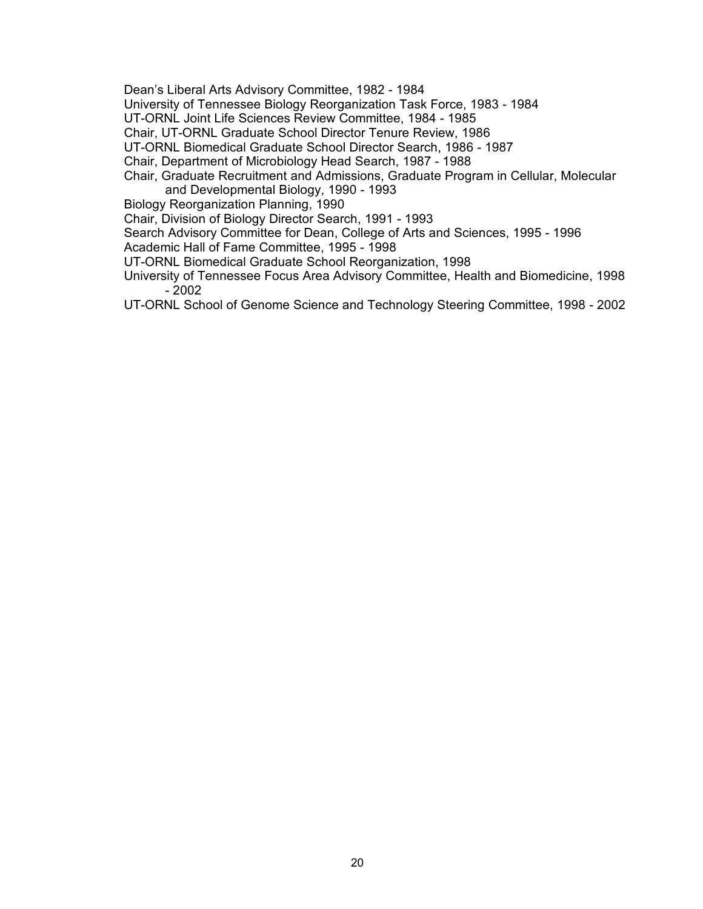Dean's Liberal Arts Advisory Committee, 1982 - 1984
University of Tennessee Biology Reorganization Task Force, 1983 - 1984
UT-ORNL Joint Life Sciences Review Committee, 1984 - 1985
Chair, UT-ORNL Graduate School Director Tenure Review, 1986
UT-ORNL Biomedical Graduate School Director Search, 1986 - 1987
Chair, Department of Microbiology Head Search, 1987 - 1988
Chair, Graduate Recruitment and Admissions, Graduate Program in Cellular, Molecular and Developmental Biology, 1990 - 1993
Biology Reorganization Planning, 1990
Chair, Division of Biology Director Search, 1991 - 1993
Search Advisory Committee for Dean, College of Arts and Sciences, 1995 - 1996
Academic Hall of Fame Committee, 1995 - 1998
UT-ORNL Biomedical Graduate School Reorganization, 1998
University of Tennessee Focus Area Advisory Committee, Health and Biomedicine, 1998 - 2002
UT-ORNL School of Genome Science and Technology Steering Committee, 1998 - 2002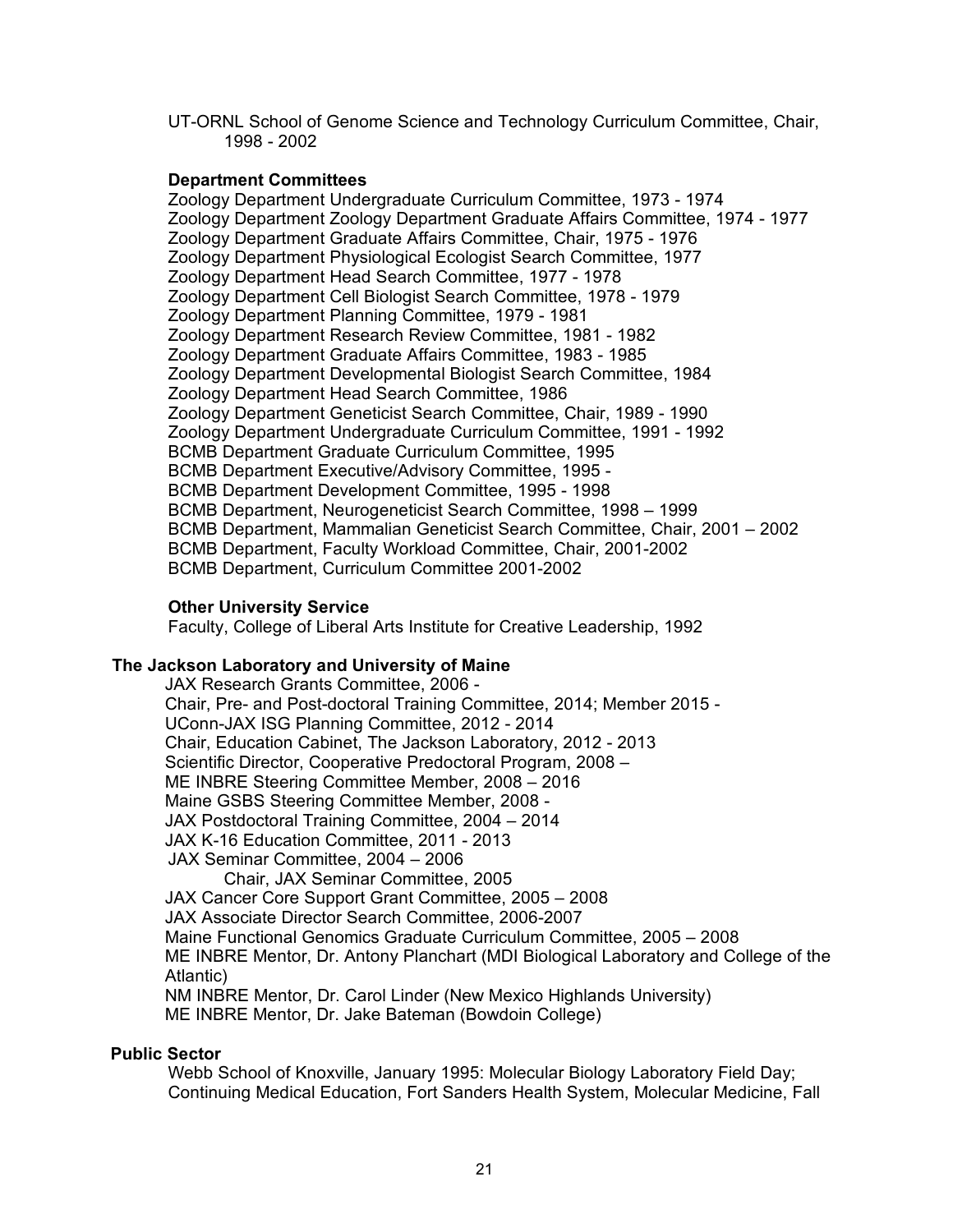UT-ORNL School of Genome Science and Technology Curriculum Committee, Chair, 1998 - 2002

**Department Committees**

Zoology Department Undergraduate Curriculum Committee, 1973 - 1974
Zoology Department Zoology Department Graduate Affairs Committee, 1974 - 1977
Zoology Department Graduate Affairs Committee, Chair, 1975 - 1976
Zoology Department Physiological Ecologist Search Committee, 1977
Zoology Department Head Search Committee, 1977 - 1978
Zoology Department Cell Biologist Search Committee, 1978 - 1979
Zoology Department Planning Committee, 1979 - 1981
Zoology Department Research Review Committee, 1981 - 1982
Zoology Department Graduate Affairs Committee, 1983 - 1985
Zoology Department Developmental Biologist Search Committee, 1984
Zoology Department Head Search Committee, 1986
Zoology Department Geneticist Search Committee, Chair, 1989 - 1990
Zoology Department Undergraduate Curriculum Committee, 1991 - 1992
BCMB Department Graduate Curriculum Committee, 1995
BCMB Department Executive/Advisory Committee, 1995 -
BCMB Department Development Committee, 1995 - 1998
BCMB Department, Neurogeneticist Search Committee, 1998 – 1999
BCMB Department, Mammalian Geneticist Search Committee, Chair, 2001 – 2002
BCMB Department, Faculty Workload Committee, Chair, 2001-2002
BCMB Department, Curriculum Committee 2001-2002

**Other University Service**

Faculty, College of Liberal Arts Institute for Creative Leadership, 1992

**The Jackson Laboratory and University of Maine**

JAX Research Grants Committee, 2006 -
Chair, Pre- and Post-doctoral Training Committee, 2014; Member 2015 -
UConn-JAX ISG Planning Committee, 2012 - 2014
Chair, Education Cabinet, The Jackson Laboratory, 2012 - 2013
Scientific Director, Cooperative Predoctoral Program, 2008 –
ME INBRE Steering Committee Member, 2008 – 2016
Maine GSBS Steering Committee Member, 2008 -
JAX Postdoctoral Training Committee, 2004 – 2014
JAX K-16 Education Committee, 2011 - 2013
JAX Seminar Committee, 2004 – 2006
    Chair, JAX Seminar Committee, 2005
JAX Cancer Core Support Grant Committee, 2005 – 2008
JAX Associate Director Search Committee, 2006-2007
Maine Functional Genomics Graduate Curriculum Committee, 2005 – 2008
ME INBRE Mentor, Dr. Antony Planchart (MDI Biological Laboratory and College of the Atlantic)
NM INBRE Mentor, Dr. Carol Linder (New Mexico Highlands University)
ME INBRE Mentor, Dr. Jake Bateman (Bowdoin College)

**Public Sector**

Webb School of Knoxville, January 1995: Molecular Biology Laboratory Field Day;
Continuing Medical Education, Fort Sanders Health System, Molecular Medicine, Fall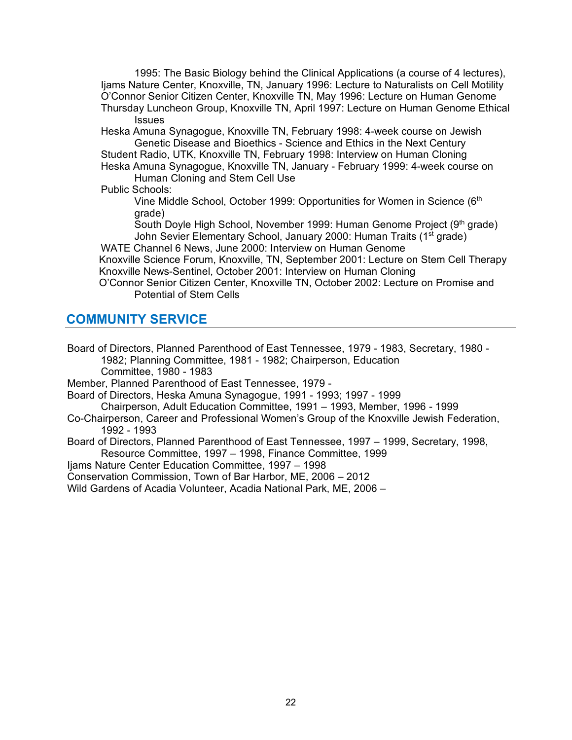1995: The Basic Biology behind the Clinical Applications (a course of 4 lectures),

Ijams Nature Center, Knoxville, TN, January 1996: Lecture to Naturalists on Cell Motility

O'Connor Senior Citizen Center, Knoxville TN, May 1996: Lecture on Human Genome

Thursday Luncheon Group, Knoxville TN, April 1997: Lecture on Human Genome Ethical Issues

Heska Amuna Synagogue, Knoxville TN, February 1998: 4-week course on Jewish Genetic Disease and Bioethics - Science and Ethics in the Next Century

Student Radio, UTK, Knoxville TN, February 1998: Interview on Human Cloning

Heska Amuna Synagogue, Knoxville TN, January - February 1999: 4-week course on Human Cloning and Stem Cell Use

Public Schools:

- Vine Middle School, October 1999: Opportunities for Women in Science (6th grade)
- South Doyle High School, November 1999: Human Genome Project (9th grade)
- John Sevier Elementary School, January 2000: Human Traits (1st grade)

WATE Channel 6 News, June 2000: Interview on Human Genome

Knoxville Science Forum, Knoxville, TN, September 2001: Lecture on Stem Cell Therapy

Knoxville News-Sentinel, October 2001: Interview on Human Cloning

O'Connor Senior Citizen Center, Knoxville TN, October 2002: Lecture on Promise and Potential of Stem Cells

## COMMUNITY SERVICE

Board of Directors, Planned Parenthood of East Tennessee, 1979 - 1983, Secretary, 1980 - 1982; Planning Committee, 1981 - 1982; Chairperson, Education Committee, 1980 - 1983

Member, Planned Parenthood of East Tennessee, 1979 -

Board of Directors, Heska Amuna Synagogue, 1991 - 1993; 1997 - 1999
    Chairperson, Adult Education Committee, 1991 – 1993, Member, 1996 - 1999

Co-Chairperson, Career and Professional Women's Group of the Knoxville Jewish Federation, 1992 - 1993

Board of Directors, Planned Parenthood of East Tennessee, 1997 – 1999, Secretary, 1998, Resource Committee, 1997 – 1998, Finance Committee, 1999

Ijams Nature Center Education Committee, 1997 – 1998

Conservation Commission, Town of Bar Harbor, ME, 2006 – 2012

Wild Gardens of Acadia Volunteer, Acadia National Park, ME, 2006 –